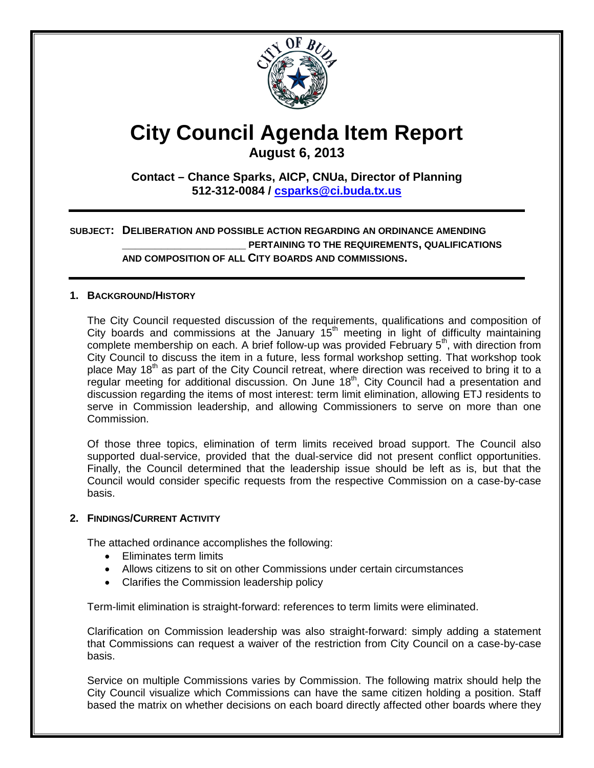# City Council Agenda Item Report

**August 6, 2013**

**Contact – Chance Sparks, AICP, CNUa, Director of Planning**
**512-312-0084 / csparks@ci.buda.tx.us**

---

**SUBJECT: DELIBERATION AND POSSIBLE ACTION REGARDING AN ORDINANCE AMENDING _____________________ PERTAINING TO THE REQUIREMENTS, QUALIFICATIONS AND COMPOSITION OF ALL CITY BOARDS AND COMMISSIONS.**

---

## 1. BACKGROUND/HISTORY

The City Council requested discussion of the requirements, qualifications and composition of City boards and commissions at the January 15th meeting in light of difficulty maintaining complete membership on each. A brief follow-up was provided February 5th, with direction from City Council to discuss the item in a future, less formal workshop setting. That workshop took place May 18th as part of the City Council retreat, where direction was received to bring it to a regular meeting for additional discussion. On June 18th, City Council had a presentation and discussion regarding the items of most interest: term limit elimination, allowing ETJ residents to serve in Commission leadership, and allowing Commissioners to serve on more than one Commission.

Of those three topics, elimination of term limits received broad support. The Council also supported dual-service, provided that the dual-service did not present conflict opportunities. Finally, the Council determined that the leadership issue should be left as is, but that the Council would consider specific requests from the respective Commission on a case-by-case basis.

## 2. FINDINGS/CURRENT ACTIVITY

The attached ordinance accomplishes the following:

- Eliminates term limits
- Allows citizens to sit on other Commissions under certain circumstances
- Clarifies the Commission leadership policy

Term-limit elimination is straight-forward: references to term limits were eliminated.

Clarification on Commission leadership was also straight-forward: simply adding a statement that Commissions can request a waiver of the restriction from City Council on a case-by-case basis.

Service on multiple Commissions varies by Commission. The following matrix should help the City Council visualize which Commissions can have the same citizen holding a position. Staff based the matrix on whether decisions on each board directly affected other boards where they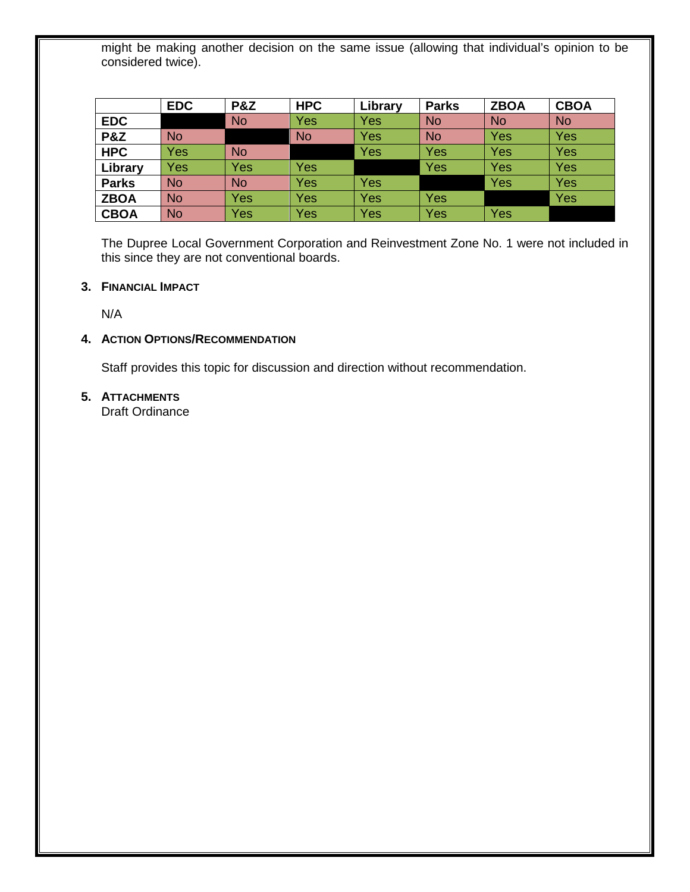might be making another decision on the same issue (allowing that individual's opinion to be considered twice).

| | EDC | P&Z | HPC | Library | Parks | ZBOA | CBOA |
|---|---|---|---|---|---|---|---|
| **EDC** | | No | Yes | Yes | No | No | No |
| **P&Z** | No | | No | Yes | No | Yes | Yes |
| **HPC** | Yes | No | | Yes | Yes | Yes | Yes |
| **Library** | Yes | Yes | Yes | | Yes | Yes | Yes |
| **Parks** | No | No | Yes | Yes | | Yes | Yes |
| **ZBOA** | No | Yes | Yes | Yes | Yes | | Yes |
| **CBOA** | No | Yes | Yes | Yes | Yes | Yes | |

The Dupree Local Government Corporation and Reinvestment Zone No. 1 were not included in this since they are not conventional boards.

### 3. Financial Impact

N/A

### 4. Action Options/Recommendation

Staff provides this topic for discussion and direction without recommendation.

### 5. Attachments

Draft Ordinance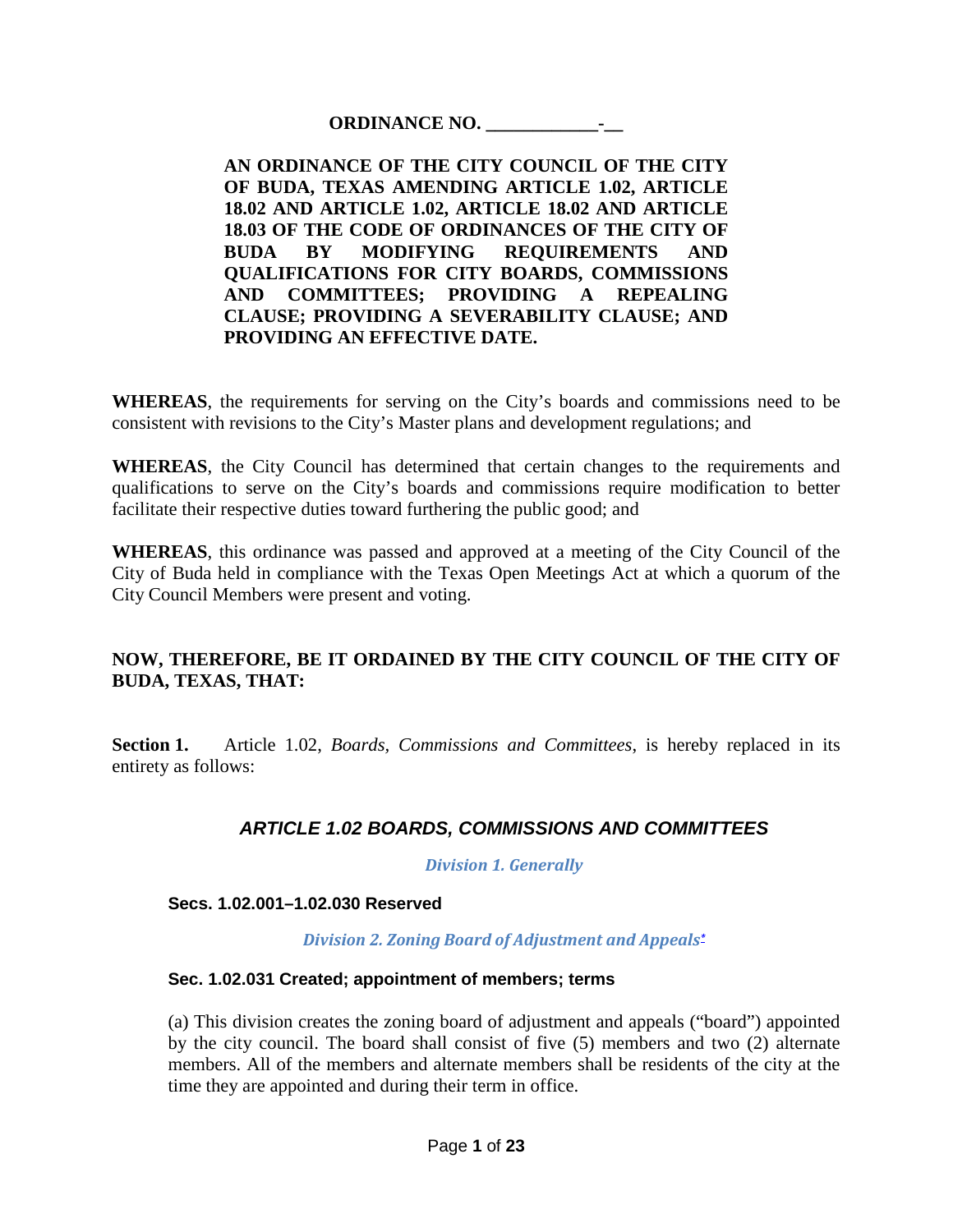**ORDINANCE NO. \_\_\_\_\_\_\_\_\_\_\_\_-\_\_**

**AN ORDINANCE OF THE CITY COUNCIL OF THE CITY OF BUDA, TEXAS AMENDING ARTICLE 1.02, ARTICLE 18.02 AND ARTICLE 1.02, ARTICLE 18.02 AND ARTICLE 18.03 OF THE CODE OF ORDINANCES OF THE CITY OF BUDA BY MODIFYING REQUIREMENTS AND QUALIFICATIONS FOR CITY BOARDS, COMMISSIONS AND COMMITTEES; PROVIDING A REPEALING CLAUSE; PROVIDING A SEVERABILITY CLAUSE; AND PROVIDING AN EFFECTIVE DATE.**

**WHEREAS**, the requirements for serving on the City's boards and commissions need to be consistent with revisions to the City's Master plans and development regulations; and

**WHEREAS**, the City Council has determined that certain changes to the requirements and qualifications to serve on the City's boards and commissions require modification to better facilitate their respective duties toward furthering the public good; and

**WHEREAS**, this ordinance was passed and approved at a meeting of the City Council of the City of Buda held in compliance with the Texas Open Meetings Act at which a quorum of the City Council Members were present and voting.

**NOW, THEREFORE, BE IT ORDAINED BY THE CITY COUNCIL OF THE CITY OF BUDA, TEXAS, THAT:**

**Section 1.** Article 1.02, *Boards, Commissions and Committees*, is hereby replaced in its entirety as follows:

## *ARTICLE 1.02 BOARDS, COMMISSIONS AND COMMITTEES*

### *Division 1. Generally*

#### Secs. 1.02.001–1.02.030 Reserved

### *Division 2. Zoning Board of Adjustment and Appeals*[*]

#### Sec. 1.02.031 Created; appointment of members; terms

(a) This division creates the zoning board of adjustment and appeals ("board") appointed by the city council. The board shall consist of five (5) members and two (2) alternate members. All of the members and alternate members shall be residents of the city at the time they are appointed and during their term in office.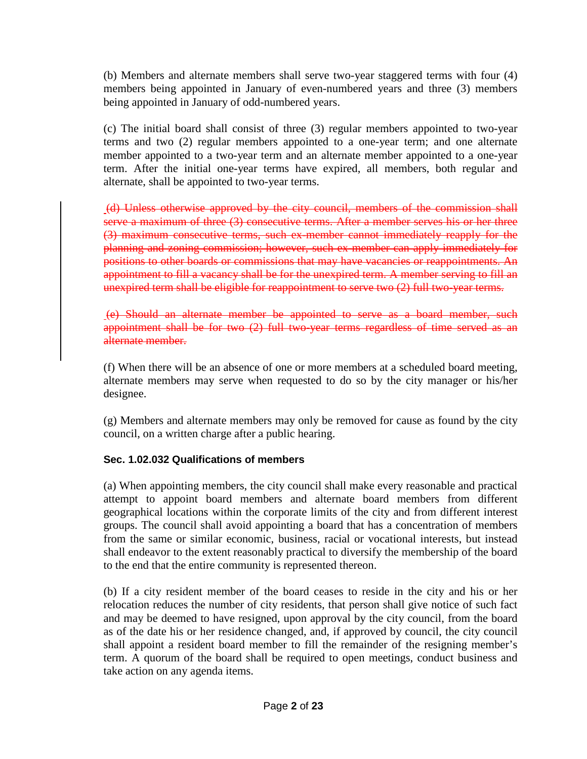(b) Members and alternate members shall serve two-year staggered terms with four (4) members being appointed in January of even-numbered years and three (3) members being appointed in January of odd-numbered years.

(c) The initial board shall consist of three (3) regular members appointed to two-year terms and two (2) regular members appointed to a one-year term; and one alternate member appointed to a two-year term and an alternate member appointed to a one-year term. After the initial one-year terms have expired, all members, both regular and alternate, shall be appointed to two-year terms.

~~(d) Unless otherwise approved by the city council, members of the commission shall serve a maximum of three (3) consecutive terms. After a member serves his or her three (3) maximum consecutive terms, such ex-member cannot immediately reapply for the planning and zoning commission; however, such ex-member can apply immediately for positions to other boards or commissions that may have vacancies or reappointments. An appointment to fill a vacancy shall be for the unexpired term. A member serving to fill an unexpired term shall be eligible for reappointment to serve two (2) full two-year terms.~~

~~(e) Should an alternate member be appointed to serve as a board member, such appointment shall be for two (2) full two-year terms regardless of time served as an alternate member.~~

(f) When there will be an absence of one or more members at a scheduled board meeting, alternate members may serve when requested to do so by the city manager or his/her designee.

(g) Members and alternate members may only be removed for cause as found by the city council, on a written charge after a public hearing.

### Sec. 1.02.032 Qualifications of members

(a) When appointing members, the city council shall make every reasonable and practical attempt to appoint board members and alternate board members from different geographical locations within the corporate limits of the city and from different interest groups. The council shall avoid appointing a board that has a concentration of members from the same or similar economic, business, racial or vocational interests, but instead shall endeavor to the extent reasonably practical to diversify the membership of the board to the end that the entire community is represented thereon.

(b) If a city resident member of the board ceases to reside in the city and his or her relocation reduces the number of city residents, that person shall give notice of such fact and may be deemed to have resigned, upon approval by the city council, from the board as of the date his or her residence changed, and, if approved by council, the city council shall appoint a resident board member to fill the remainder of the resigning member's term. A quorum of the board shall be required to open meetings, conduct business and take action on any agenda items.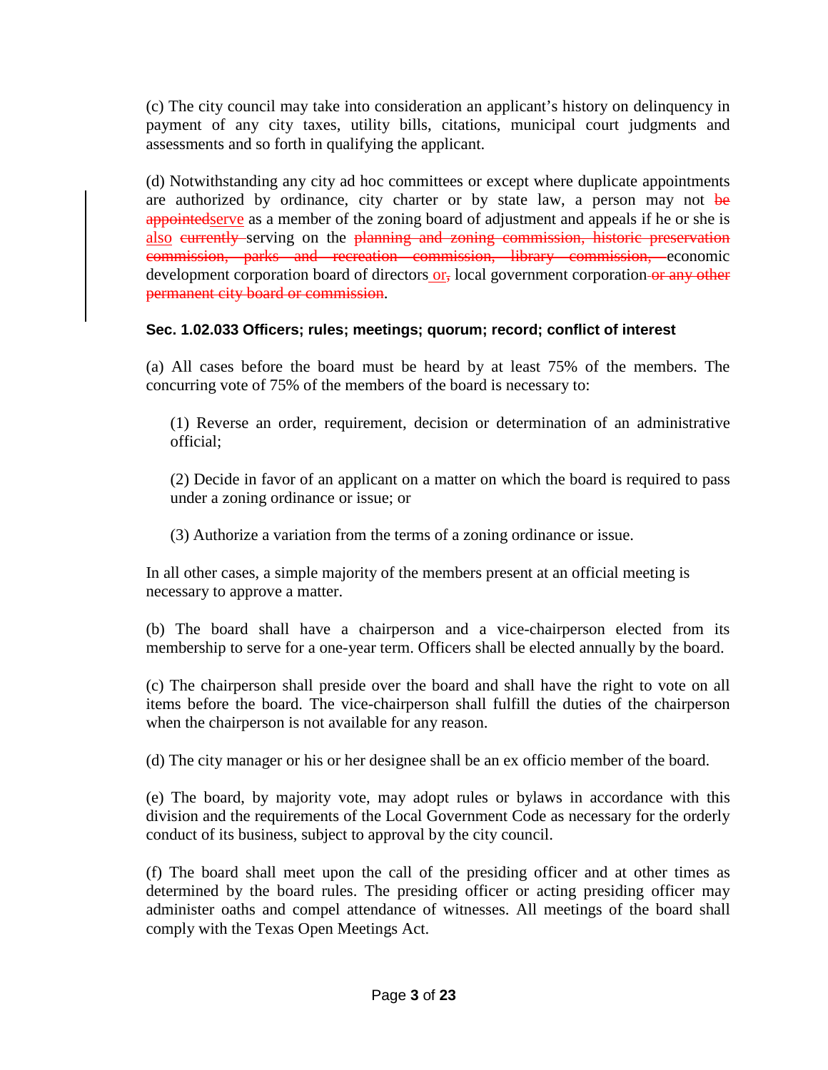(c) The city council may take into consideration an applicant's history on delinquency in payment of any city taxes, utility bills, citations, municipal court judgments and assessments and so forth in qualifying the applicant.

(d) Notwithstanding any city ad hoc committees or except where duplicate appointments are authorized by ordinance, city charter or by state law, a person may not ~~be appointed~~<u>serve</u> as a member of the zoning board of adjustment and appeals if he or she is <u>also</u> ~~currently~~ serving on the ~~planning and zoning commission, historic preservation commission, parks and recreation commission, library commission,~~ economic development corporation board of directors<u> or</u>~~,~~ local government corporation~~ or any other permanent city board or commission~~.

**Sec. 1.02.033 Officers; rules; meetings; quorum; record; conflict of interest**

(a) All cases before the board must be heard by at least 75% of the members. The concurring vote of 75% of the members of the board is necessary to:

> (1) Reverse an order, requirement, decision or determination of an administrative official;
>
> (2) Decide in favor of an applicant on a matter on which the board is required to pass under a zoning ordinance or issue; or
>
> (3) Authorize a variation from the terms of a zoning ordinance or issue.

In all other cases, a simple majority of the members present at an official meeting is necessary to approve a matter.

(b) The board shall have a chairperson and a vice-chairperson elected from its membership to serve for a one-year term. Officers shall be elected annually by the board.

(c) The chairperson shall preside over the board and shall have the right to vote on all items before the board. The vice-chairperson shall fulfill the duties of the chairperson when the chairperson is not available for any reason.

(d) The city manager or his or her designee shall be an ex officio member of the board.

(e) The board, by majority vote, may adopt rules or bylaws in accordance with this division and the requirements of the Local Government Code as necessary for the orderly conduct of its business, subject to approval by the city council.

(f) The board shall meet upon the call of the presiding officer and at other times as determined by the board rules. The presiding officer or acting presiding officer may administer oaths and compel attendance of witnesses. All meetings of the board shall comply with the Texas Open Meetings Act.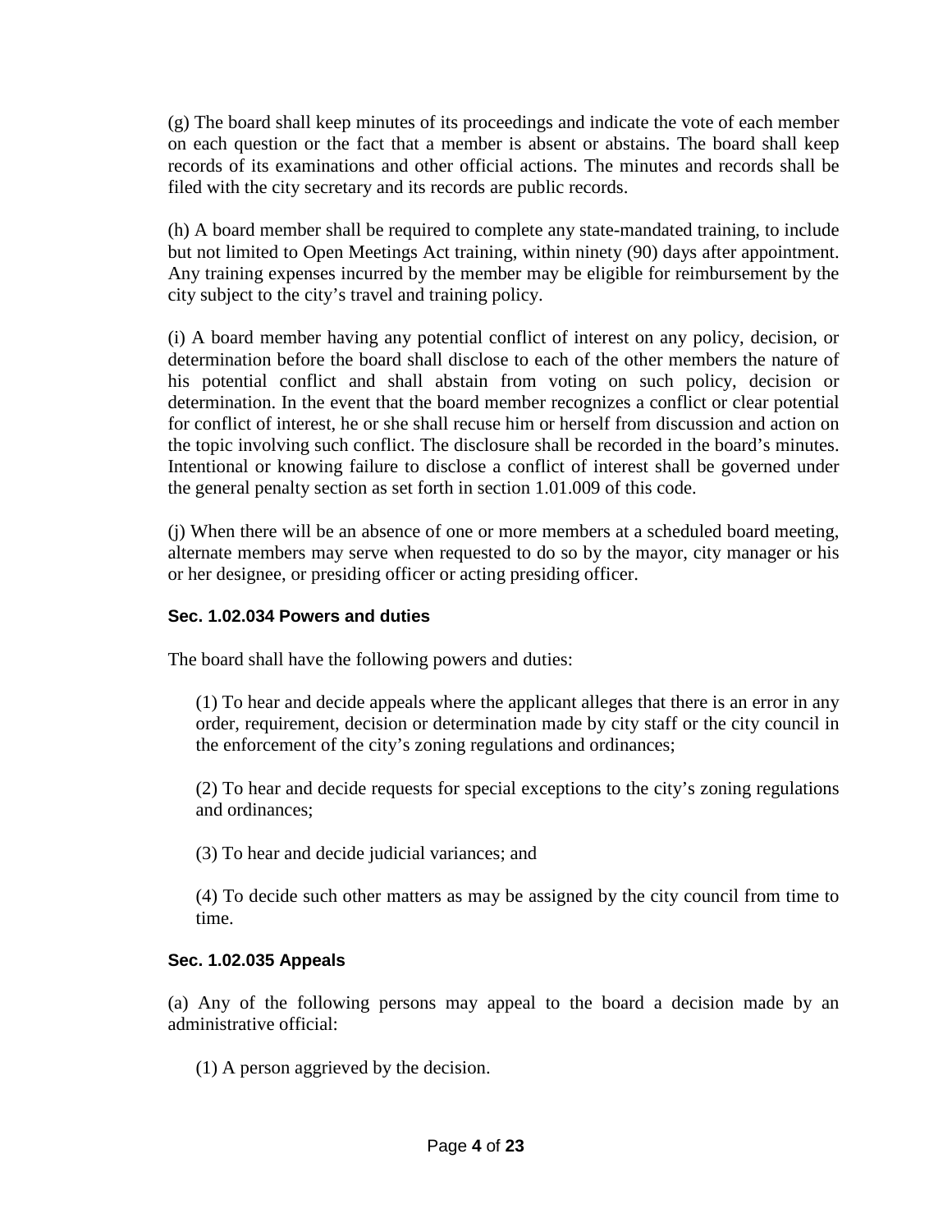(g) The board shall keep minutes of its proceedings and indicate the vote of each member on each question or the fact that a member is absent or abstains. The board shall keep records of its examinations and other official actions. The minutes and records shall be filed with the city secretary and its records are public records.

(h) A board member shall be required to complete any state-mandated training, to include but not limited to Open Meetings Act training, within ninety (90) days after appointment. Any training expenses incurred by the member may be eligible for reimbursement by the city subject to the city's travel and training policy.

(i) A board member having any potential conflict of interest on any policy, decision, or determination before the board shall disclose to each of the other members the nature of his potential conflict and shall abstain from voting on such policy, decision or determination. In the event that the board member recognizes a conflict or clear potential for conflict of interest, he or she shall recuse him or herself from discussion and action on the topic involving such conflict. The disclosure shall be recorded in the board's minutes. Intentional or knowing failure to disclose a conflict of interest shall be governed under the general penalty section as set forth in section 1.01.009 of this code.

(j) When there will be an absence of one or more members at a scheduled board meeting, alternate members may serve when requested to do so by the mayor, city manager or his or her designee, or presiding officer or acting presiding officer.

#### Sec. 1.02.034 Powers and duties

The board shall have the following powers and duties:

(1) To hear and decide appeals where the applicant alleges that there is an error in any order, requirement, decision or determination made by city staff or the city council in the enforcement of the city's zoning regulations and ordinances;

(2) To hear and decide requests for special exceptions to the city's zoning regulations and ordinances;

(3) To hear and decide judicial variances; and

(4) To decide such other matters as may be assigned by the city council from time to time.

#### Sec. 1.02.035 Appeals

(a) Any of the following persons may appeal to the board a decision made by an administrative official:

(1) A person aggrieved by the decision.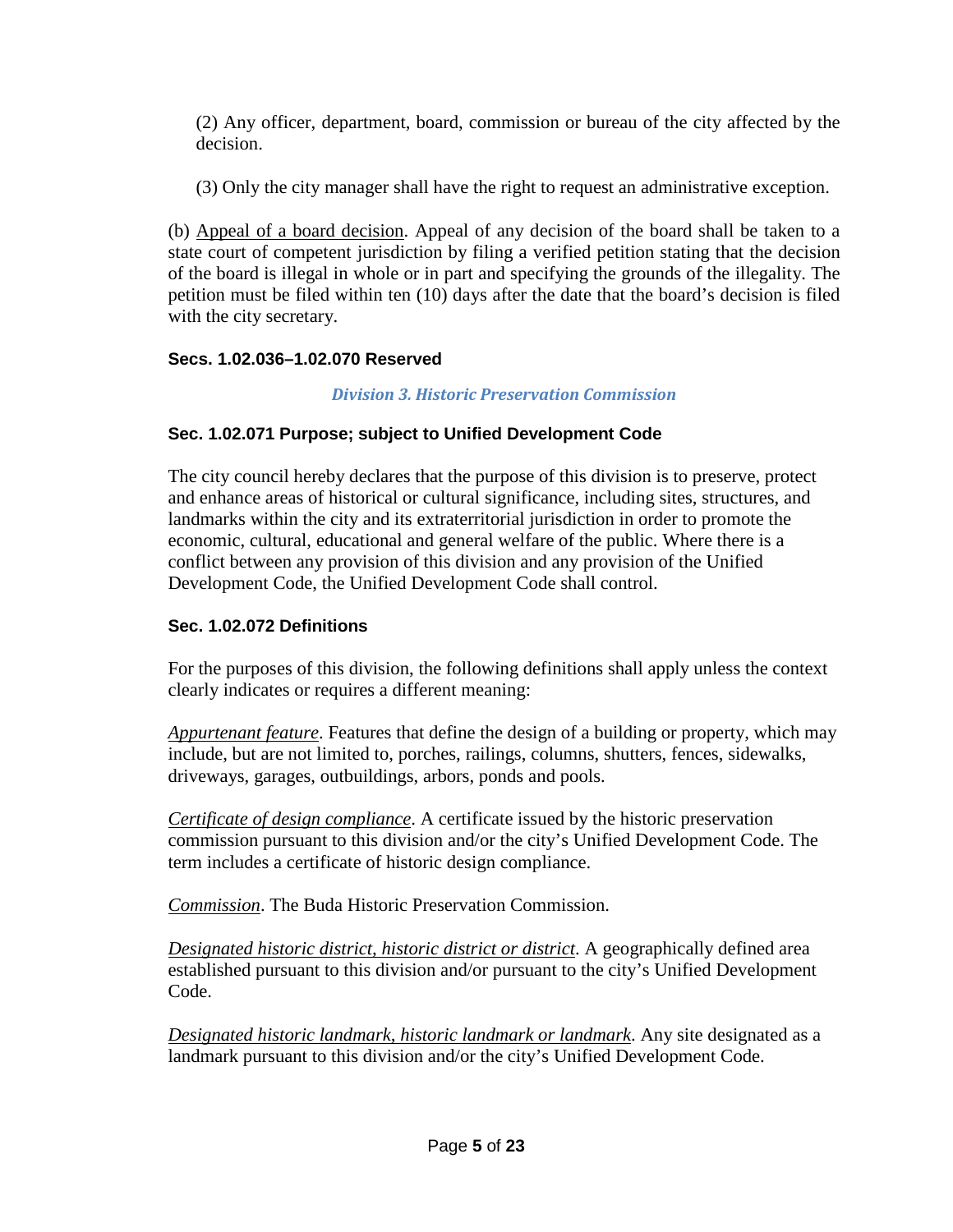(2) Any officer, department, board, commission or bureau of the city affected by the decision.

(3) Only the city manager shall have the right to request an administrative exception.

(b) Appeal of a board decision. Appeal of any decision of the board shall be taken to a state court of competent jurisdiction by filing a verified petition stating that the decision of the board is illegal in whole or in part and specifying the grounds of the illegality. The petition must be filed within ten (10) days after the date that the board's decision is filed with the city secretary.

### Secs. 1.02.036–1.02.070 Reserved

## *Division 3. Historic Preservation Commission*

### Sec. 1.02.071 Purpose; subject to Unified Development Code

The city council hereby declares that the purpose of this division is to preserve, protect and enhance areas of historical or cultural significance, including sites, structures, and landmarks within the city and its extraterritorial jurisdiction in order to promote the economic, cultural, educational and general welfare of the public. Where there is a conflict between any provision of this division and any provision of the Unified Development Code, the Unified Development Code shall control.

### Sec. 1.02.072 Definitions

For the purposes of this division, the following definitions shall apply unless the context clearly indicates or requires a different meaning:

*Appurtenant feature*. Features that define the design of a building or property, which may include, but are not limited to, porches, railings, columns, shutters, fences, sidewalks, driveways, garages, outbuildings, arbors, ponds and pools.

*Certificate of design compliance*. A certificate issued by the historic preservation commission pursuant to this division and/or the city's Unified Development Code. The term includes a certificate of historic design compliance.

*Commission*. The Buda Historic Preservation Commission.

*Designated historic district, historic district or district*. A geographically defined area established pursuant to this division and/or pursuant to the city's Unified Development Code.

*Designated historic landmark, historic landmark or landmark*. Any site designated as a landmark pursuant to this division and/or the city's Unified Development Code.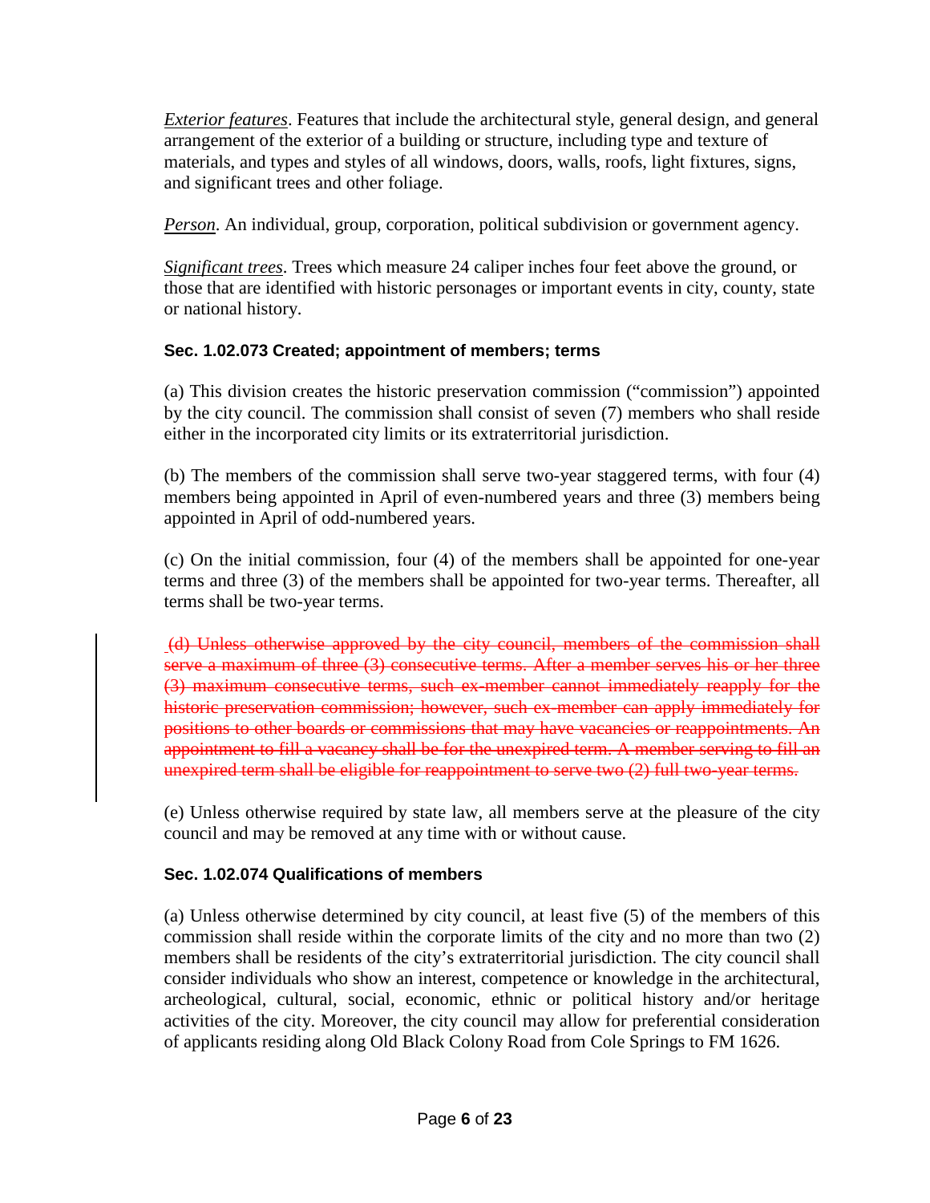*Exterior features*. Features that include the architectural style, general design, and general arrangement of the exterior of a building or structure, including type and texture of materials, and types and styles of all windows, doors, walls, roofs, light fixtures, signs, and significant trees and other foliage.

*Person*. An individual, group, corporation, political subdivision or government agency.

*Significant trees*. Trees which measure 24 caliper inches four feet above the ground, or those that are identified with historic personages or important events in city, county, state or national history.

**Sec. 1.02.073 Created; appointment of members; terms**

(a) This division creates the historic preservation commission ("commission") appointed by the city council. The commission shall consist of seven (7) members who shall reside either in the incorporated city limits or its extraterritorial jurisdiction.

(b) The members of the commission shall serve two-year staggered terms, with four (4) members being appointed in April of even-numbered years and three (3) members being appointed in April of odd-numbered years.

(c) On the initial commission, four (4) of the members shall be appointed for one-year terms and three (3) of the members shall be appointed for two-year terms. Thereafter, all terms shall be two-year terms.

~~(d) Unless otherwise approved by the city council, members of the commission shall serve a maximum of three (3) consecutive terms. After a member serves his or her three (3) maximum consecutive terms, such ex-member cannot immediately reapply for the historic preservation commission; however, such ex-member can apply immediately for positions to other boards or commissions that may have vacancies or reappointments. An appointment to fill a vacancy shall be for the unexpired term. A member serving to fill an unexpired term shall be eligible for reappointment to serve two (2) full two-year terms.~~

(e) Unless otherwise required by state law, all members serve at the pleasure of the city council and may be removed at any time with or without cause.

**Sec. 1.02.074 Qualifications of members**

(a) Unless otherwise determined by city council, at least five (5) of the members of this commission shall reside within the corporate limits of the city and no more than two (2) members shall be residents of the city's extraterritorial jurisdiction. The city council shall consider individuals who show an interest, competence or knowledge in the architectural, archeological, cultural, social, economic, ethnic or political history and/or heritage activities of the city. Moreover, the city council may allow for preferential consideration of applicants residing along Old Black Colony Road from Cole Springs to FM 1626.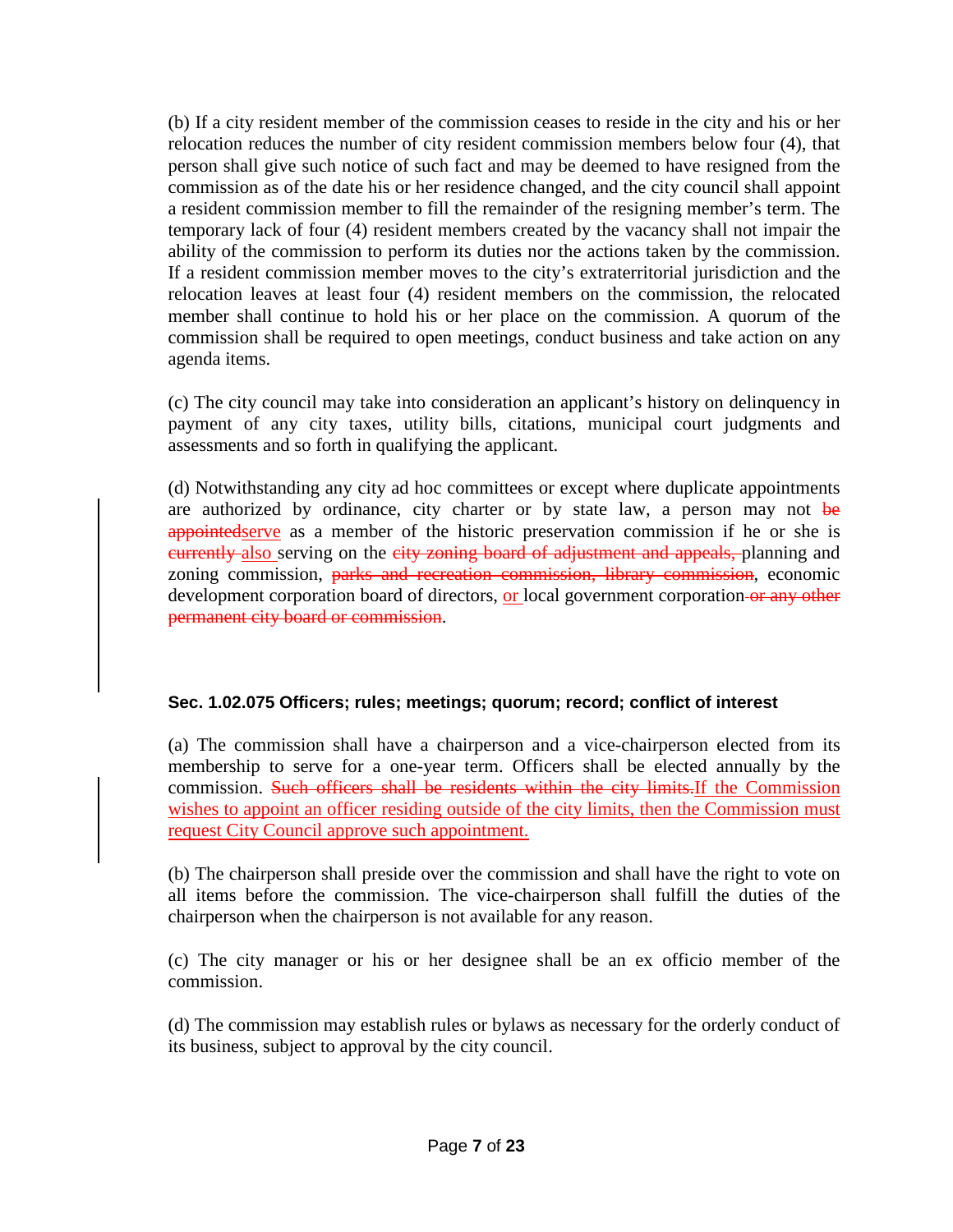(b) If a city resident member of the commission ceases to reside in the city and his or her relocation reduces the number of city resident commission members below four (4), that person shall give such notice of such fact and may be deemed to have resigned from the commission as of the date his or her residence changed, and the city council shall appoint a resident commission member to fill the remainder of the resigning member's term. The temporary lack of four (4) resident members created by the vacancy shall not impair the ability of the commission to perform its duties nor the actions taken by the commission. If a resident commission member moves to the city's extraterritorial jurisdiction and the relocation leaves at least four (4) resident members on the commission, the relocated member shall continue to hold his or her place on the commission. A quorum of the commission shall be required to open meetings, conduct business and take action on any agenda items.

(c) The city council may take into consideration an applicant's history on delinquency in payment of any city taxes, utility bills, citations, municipal court judgments and assessments and so forth in qualifying the applicant.

(d) Notwithstanding any city ad hoc committees or except where duplicate appointments are authorized by ordinance, city charter or by state law, a person may not ~~be appointed~~<u>serve</u> as a member of the historic preservation commission if he or she is ~~currently~~ <u>also</u> serving on the ~~city zoning board of adjustment and appeals,~~ planning and zoning commission, ~~parks and recreation commission, library commission~~, economic development corporation board of directors, <u>or</u> local government corporation ~~or any other permanent city board or commission~~.

#### Sec. 1.02.075 Officers; rules; meetings; quorum; record; conflict of interest

(a) The commission shall have a chairperson and a vice-chairperson elected from its membership to serve for a one-year term. Officers shall be elected annually by the commission. ~~Such officers shall be residents within the city limits.~~<u>If the Commission wishes to appoint an officer residing outside of the city limits, then the Commission must request City Council approve such appointment.</u>

(b) The chairperson shall preside over the commission and shall have the right to vote on all items before the commission. The vice-chairperson shall fulfill the duties of the chairperson when the chairperson is not available for any reason.

(c) The city manager or his or her designee shall be an ex officio member of the commission.

(d) The commission may establish rules or bylaws as necessary for the orderly conduct of its business, subject to approval by the city council.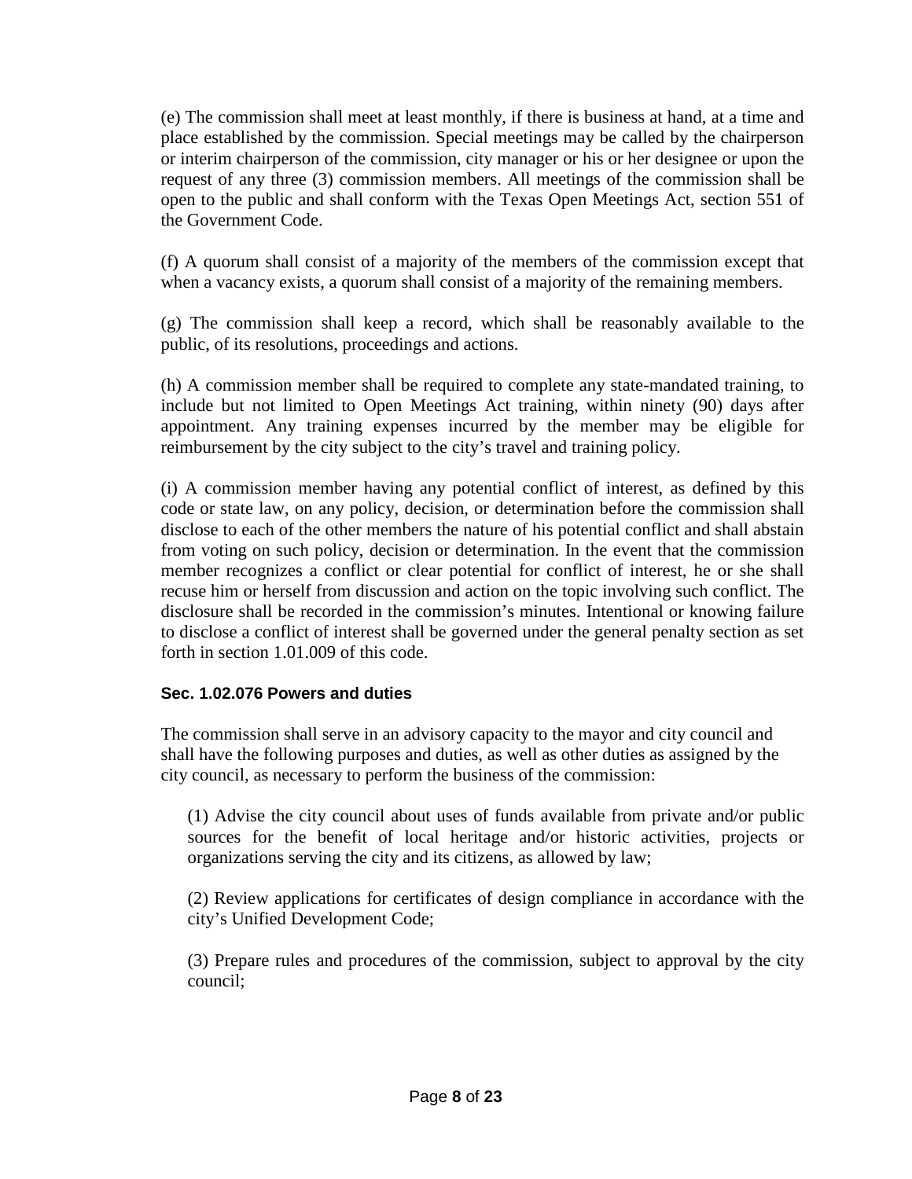(e) The commission shall meet at least monthly, if there is business at hand, at a time and place established by the commission. Special meetings may be called by the chairperson or interim chairperson of the commission, city manager or his or her designee or upon the request of any three (3) commission members. All meetings of the commission shall be open to the public and shall conform with the Texas Open Meetings Act, section 551 of the Government Code.

(f) A quorum shall consist of a majority of the members of the commission except that when a vacancy exists, a quorum shall consist of a majority of the remaining members.

(g) The commission shall keep a record, which shall be reasonably available to the public, of its resolutions, proceedings and actions.

(h) A commission member shall be required to complete any state-mandated training, to include but not limited to Open Meetings Act training, within ninety (90) days after appointment. Any training expenses incurred by the member may be eligible for reimbursement by the city subject to the city's travel and training policy.

(i) A commission member having any potential conflict of interest, as defined by this code or state law, on any policy, decision, or determination before the commission shall disclose to each of the other members the nature of his potential conflict and shall abstain from voting on such policy, decision or determination. In the event that the commission member recognizes a conflict or clear potential for conflict of interest, he or she shall recuse him or herself from discussion and action on the topic involving such conflict. The disclosure shall be recorded in the commission's minutes. Intentional or knowing failure to disclose a conflict of interest shall be governed under the general penalty section as set forth in section 1.01.009 of this code.

### Sec. 1.02.076 Powers and duties

The commission shall serve in an advisory capacity to the mayor and city council and shall have the following purposes and duties, as well as other duties as assigned by the city council, as necessary to perform the business of the commission:

(1) Advise the city council about uses of funds available from private and/or public sources for the benefit of local heritage and/or historic activities, projects or organizations serving the city and its citizens, as allowed by law;

(2) Review applications for certificates of design compliance in accordance with the city's Unified Development Code;

(3) Prepare rules and procedures of the commission, subject to approval by the city council;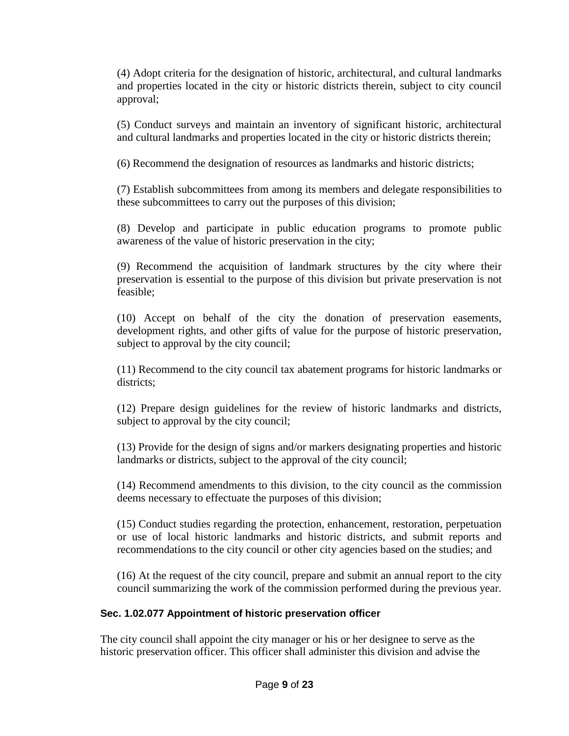(4) Adopt criteria for the designation of historic, architectural, and cultural landmarks and properties located in the city or historic districts therein, subject to city council approval;

(5) Conduct surveys and maintain an inventory of significant historic, architectural and cultural landmarks and properties located in the city or historic districts therein;

(6) Recommend the designation of resources as landmarks and historic districts;

(7) Establish subcommittees from among its members and delegate responsibilities to these subcommittees to carry out the purposes of this division;

(8) Develop and participate in public education programs to promote public awareness of the value of historic preservation in the city;

(9) Recommend the acquisition of landmark structures by the city where their preservation is essential to the purpose of this division but private preservation is not feasible;

(10) Accept on behalf of the city the donation of preservation easements, development rights, and other gifts of value for the purpose of historic preservation, subject to approval by the city council;

(11) Recommend to the city council tax abatement programs for historic landmarks or districts;

(12) Prepare design guidelines for the review of historic landmarks and districts, subject to approval by the city council;

(13) Provide for the design of signs and/or markers designating properties and historic landmarks or districts, subject to the approval of the city council;

(14) Recommend amendments to this division, to the city council as the commission deems necessary to effectuate the purposes of this division;

(15) Conduct studies regarding the protection, enhancement, restoration, perpetuation or use of local historic landmarks and historic districts, and submit reports and recommendations to the city council or other city agencies based on the studies; and

(16) At the request of the city council, prepare and submit an annual report to the city council summarizing the work of the commission performed during the previous year.

### Sec. 1.02.077 Appointment of historic preservation officer

The city council shall appoint the city manager or his or her designee to serve as the historic preservation officer. This officer shall administer this division and advise the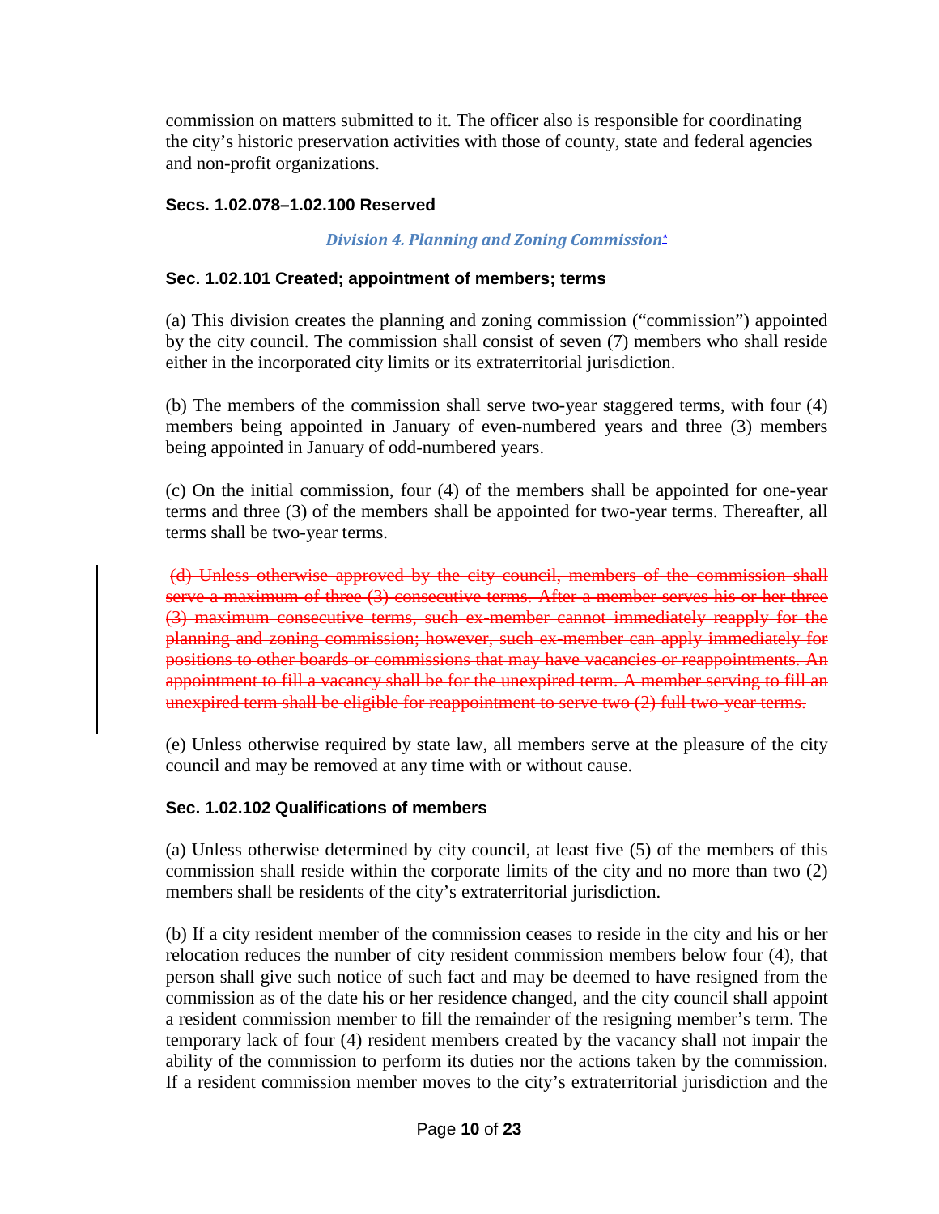commission on matters submitted to it. The officer also is responsible for coordinating the city's historic preservation activities with those of county, state and federal agencies and non-profit organizations.

**Secs. 1.02.078–1.02.100 Reserved**

### *Division 4. Planning and Zoning Commission**

**Sec. 1.02.101 Created; appointment of members; terms**

(a) This division creates the planning and zoning commission ("commission") appointed by the city council. The commission shall consist of seven (7) members who shall reside either in the incorporated city limits or its extraterritorial jurisdiction.

(b) The members of the commission shall serve two-year staggered terms, with four (4) members being appointed in January of even-numbered years and three (3) members being appointed in January of odd-numbered years.

(c) On the initial commission, four (4) of the members shall be appointed for one-year terms and three (3) of the members shall be appointed for two-year terms. Thereafter, all terms shall be two-year terms.

~~(d) Unless otherwise approved by the city council, members of the commission shall serve a maximum of three (3) consecutive terms. After a member serves his or her three (3) maximum consecutive terms, such ex-member cannot immediately reapply for the planning and zoning commission; however, such ex-member can apply immediately for positions to other boards or commissions that may have vacancies or reappointments. An appointment to fill a vacancy shall be for the unexpired term. A member serving to fill an unexpired term shall be eligible for reappointment to serve two (2) full two-year terms.~~

(e) Unless otherwise required by state law, all members serve at the pleasure of the city council and may be removed at any time with or without cause.

**Sec. 1.02.102 Qualifications of members**

(a) Unless otherwise determined by city council, at least five (5) of the members of this commission shall reside within the corporate limits of the city and no more than two (2) members shall be residents of the city's extraterritorial jurisdiction.

(b) If a city resident member of the commission ceases to reside in the city and his or her relocation reduces the number of city resident commission members below four (4), that person shall give such notice of such fact and may be deemed to have resigned from the commission as of the date his or her residence changed, and the city council shall appoint a resident commission member to fill the remainder of the resigning member's term. The temporary lack of four (4) resident members created by the vacancy shall not impair the ability of the commission to perform its duties nor the actions taken by the commission. If a resident commission member moves to the city's extraterritorial jurisdiction and the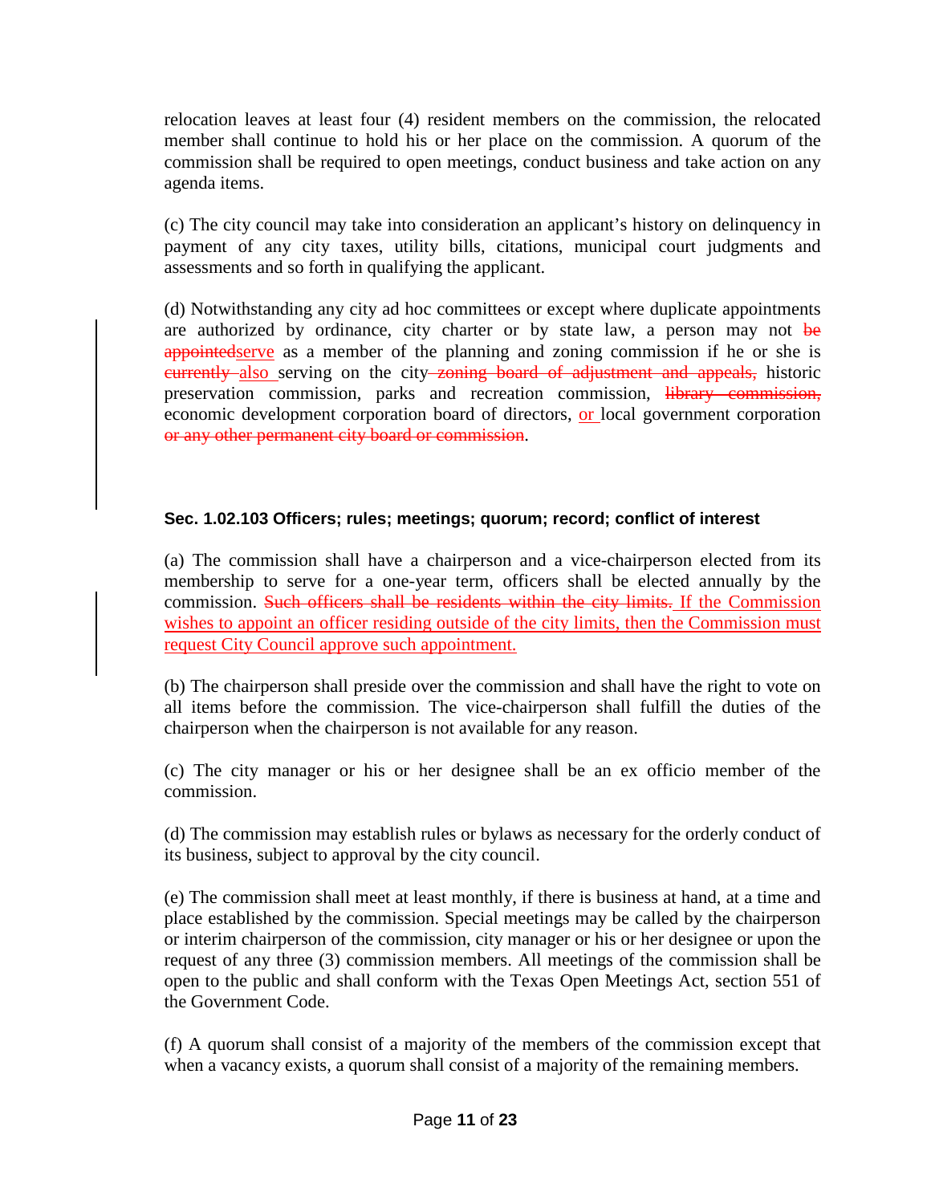relocation leaves at least four (4) resident members on the commission, the relocated member shall continue to hold his or her place on the commission. A quorum of the commission shall be required to open meetings, conduct business and take action on any agenda items.

(c) The city council may take into consideration an applicant's history on delinquency in payment of any city taxes, utility bills, citations, municipal court judgments and assessments and so forth in qualifying the applicant.

(d) Notwithstanding any city ad hoc committees or except where duplicate appointments are authorized by ordinance, city charter or by state law, a person may not ~~be appointed~~serve as a member of the planning and zoning commission if he or she is ~~currently~~ also serving on the city ~~zoning board of adjustment and appeals,~~ historic preservation commission, parks and recreation commission, ~~library commission,~~ economic development corporation board of directors, or local government corporation ~~or any other permanent city board or commission~~.

**Sec. 1.02.103 Officers; rules; meetings; quorum; record; conflict of interest**

(a) The commission shall have a chairperson and a vice-chairperson elected from its membership to serve for a one-year term, officers shall be elected annually by the commission. ~~Such officers shall be residents within the city limits.~~ If the Commission wishes to appoint an officer residing outside of the city limits, then the Commission must request City Council approve such appointment.

(b) The chairperson shall preside over the commission and shall have the right to vote on all items before the commission. The vice-chairperson shall fulfill the duties of the chairperson when the chairperson is not available for any reason.

(c) The city manager or his or her designee shall be an ex officio member of the commission.

(d) The commission may establish rules or bylaws as necessary for the orderly conduct of its business, subject to approval by the city council.

(e) The commission shall meet at least monthly, if there is business at hand, at a time and place established by the commission. Special meetings may be called by the chairperson or interim chairperson of the commission, city manager or his or her designee or upon the request of any three (3) commission members. All meetings of the commission shall be open to the public and shall conform with the Texas Open Meetings Act, section 551 of the Government Code.

(f) A quorum shall consist of a majority of the members of the commission except that when a vacancy exists, a quorum shall consist of a majority of the remaining members.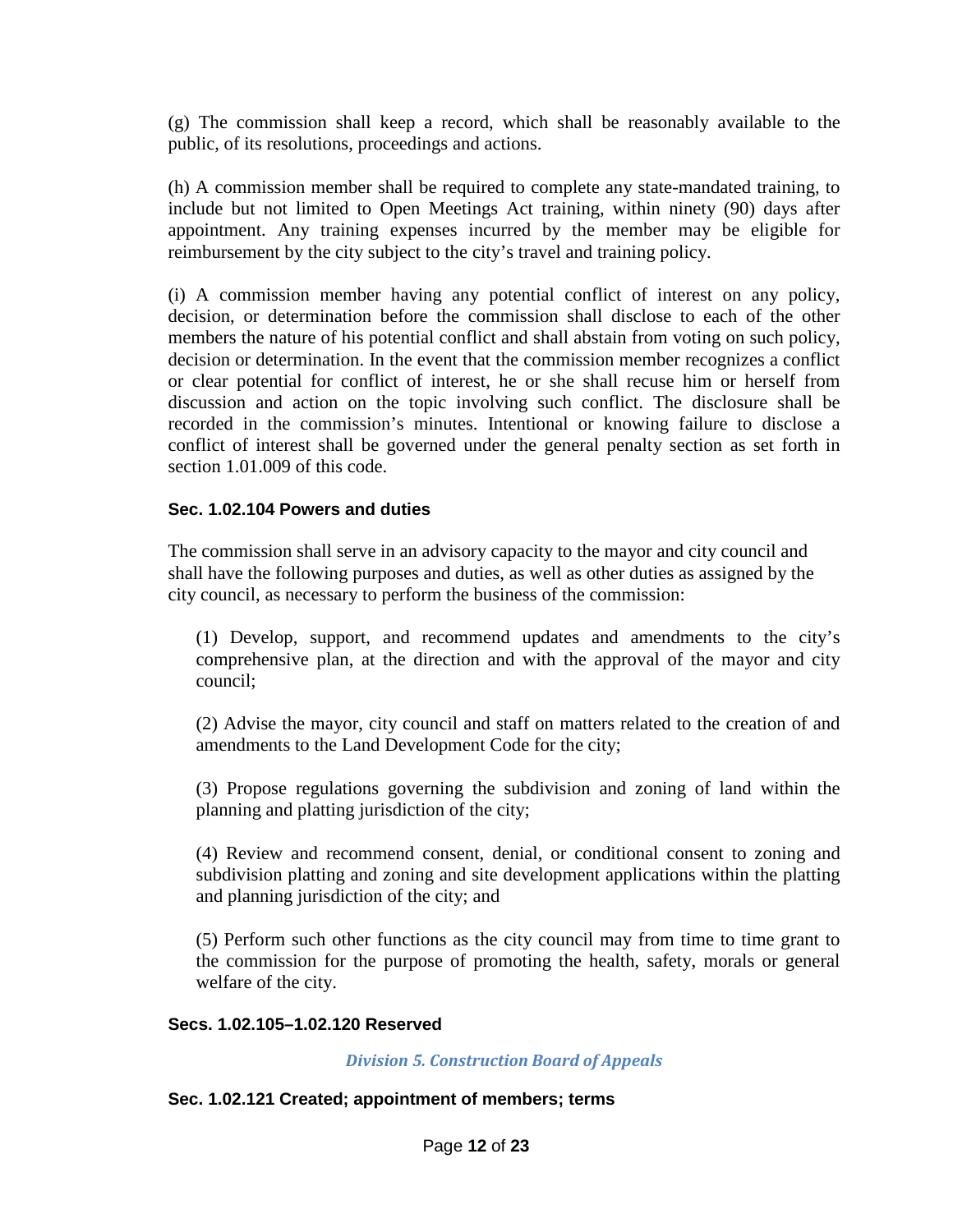(g) The commission shall keep a record, which shall be reasonably available to the public, of its resolutions, proceedings and actions.

(h) A commission member shall be required to complete any state-mandated training, to include but not limited to Open Meetings Act training, within ninety (90) days after appointment. Any training expenses incurred by the member may be eligible for reimbursement by the city subject to the city's travel and training policy.

(i) A commission member having any potential conflict of interest on any policy, decision, or determination before the commission shall disclose to each of the other members the nature of his potential conflict and shall abstain from voting on such policy, decision or determination. In the event that the commission member recognizes a conflict or clear potential for conflict of interest, he or she shall recuse him or herself from discussion and action on the topic involving such conflict. The disclosure shall be recorded in the commission's minutes. Intentional or knowing failure to disclose a conflict of interest shall be governed under the general penalty section as set forth in section 1.01.009 of this code.

**Sec. 1.02.104 Powers and duties**

The commission shall serve in an advisory capacity to the mayor and city council and shall have the following purposes and duties, as well as other duties as assigned by the city council, as necessary to perform the business of the commission:

(1) Develop, support, and recommend updates and amendments to the city's comprehensive plan, at the direction and with the approval of the mayor and city council;

(2) Advise the mayor, city council and staff on matters related to the creation of and amendments to the Land Development Code for the city;

(3) Propose regulations governing the subdivision and zoning of land within the planning and platting jurisdiction of the city;

(4) Review and recommend consent, denial, or conditional consent to zoning and subdivision platting and zoning and site development applications within the platting and planning jurisdiction of the city; and

(5) Perform such other functions as the city council may from time to time grant to the commission for the purpose of promoting the health, safety, morals or general welfare of the city.

**Secs. 1.02.105–1.02.120 Reserved**

***Division 5. Construction Board of Appeals***

**Sec. 1.02.121 Created; appointment of members; terms**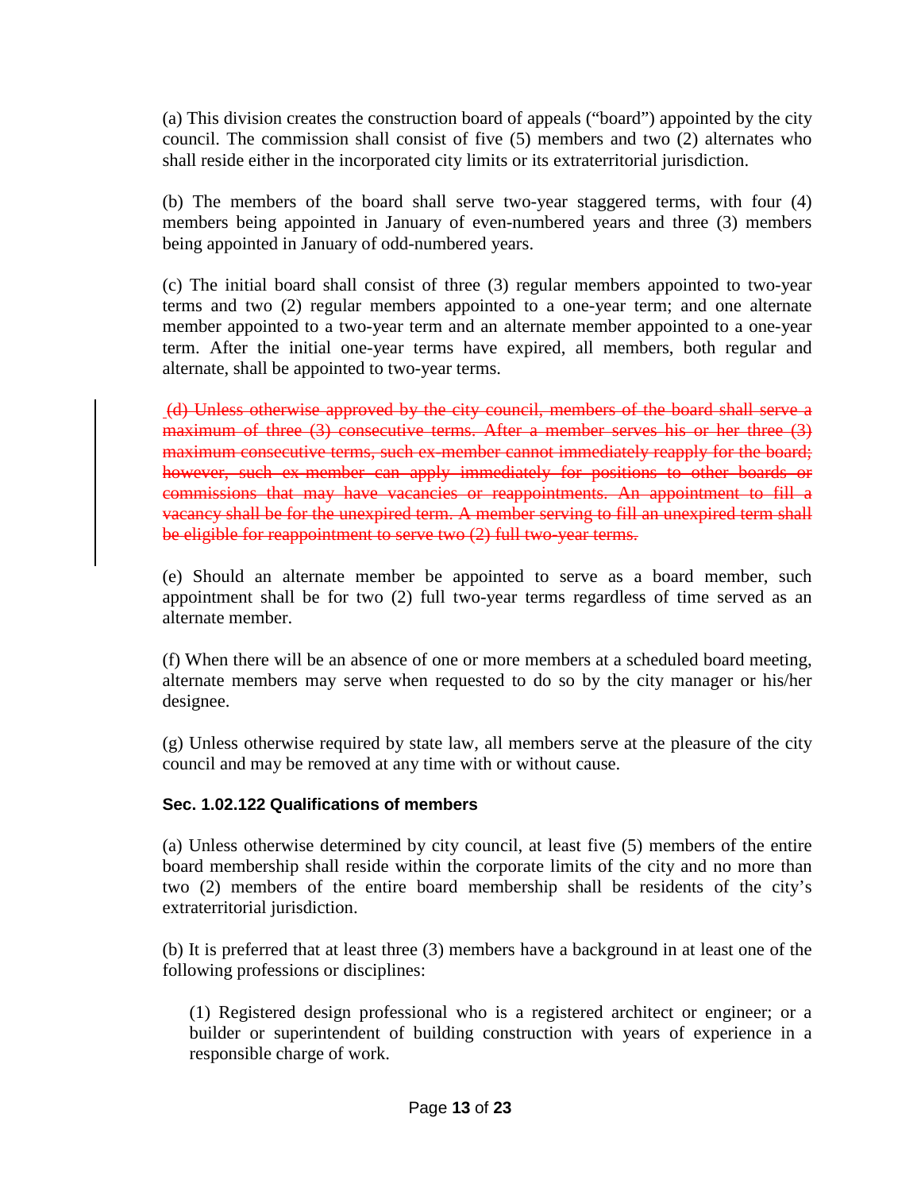(a) This division creates the construction board of appeals ("board") appointed by the city council. The commission shall consist of five (5) members and two (2) alternates who shall reside either in the incorporated city limits or its extraterritorial jurisdiction.

(b) The members of the board shall serve two-year staggered terms, with four (4) members being appointed in January of even-numbered years and three (3) members being appointed in January of odd-numbered years.

(c) The initial board shall consist of three (3) regular members appointed to two-year terms and two (2) regular members appointed to a one-year term; and one alternate member appointed to a two-year term and an alternate member appointed to a one-year term. After the initial one-year terms have expired, all members, both regular and alternate, shall be appointed to two-year terms.

~~(d) Unless otherwise approved by the city council, members of the board shall serve a maximum of three (3) consecutive terms. After a member serves his or her three (3) maximum consecutive terms, such ex-member cannot immediately reapply for the board; however, such ex-member can apply immediately for positions to other boards or commissions that may have vacancies or reappointments. An appointment to fill a vacancy shall be for the unexpired term. A member serving to fill an unexpired term shall be eligible for reappointment to serve two (2) full two-year terms.~~

(e) Should an alternate member be appointed to serve as a board member, such appointment shall be for two (2) full two-year terms regardless of time served as an alternate member.

(f) When there will be an absence of one or more members at a scheduled board meeting, alternate members may serve when requested to do so by the city manager or his/her designee.

(g) Unless otherwise required by state law, all members serve at the pleasure of the city council and may be removed at any time with or without cause.

**Sec. 1.02.122 Qualifications of members**

(a) Unless otherwise determined by city council, at least five (5) members of the entire board membership shall reside within the corporate limits of the city and no more than two (2) members of the entire board membership shall be residents of the city's extraterritorial jurisdiction.

(b) It is preferred that at least three (3) members have a background in at least one of the following professions or disciplines:

(1) Registered design professional who is a registered architect or engineer; or a builder or superintendent of building construction with years of experience in a responsible charge of work.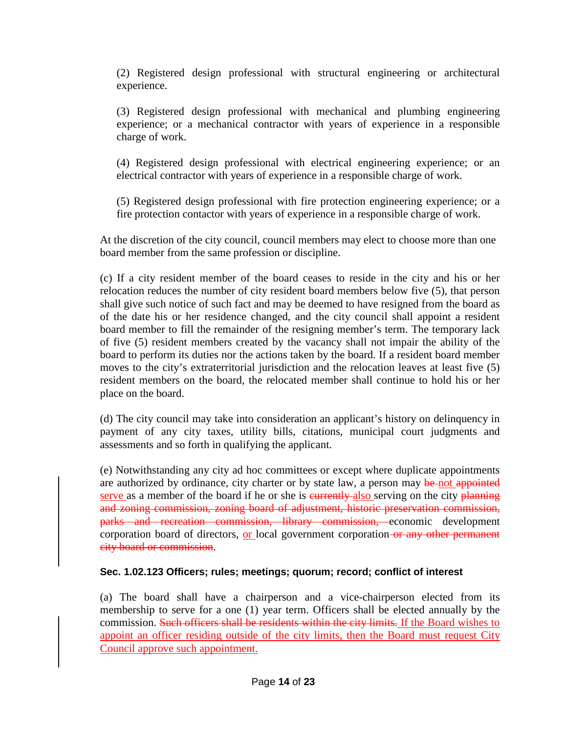(2) Registered design professional with structural engineering or architectural experience.

(3) Registered design professional with mechanical and plumbing engineering experience; or a mechanical contractor with years of experience in a responsible charge of work.

(4) Registered design professional with electrical engineering experience; or an electrical contractor with years of experience in a responsible charge of work.

(5) Registered design professional with fire protection engineering experience; or a fire protection contactor with years of experience in a responsible charge of work.

At the discretion of the city council, council members may elect to choose more than one board member from the same profession or discipline.

(c) If a city resident member of the board ceases to reside in the city and his or her relocation reduces the number of city resident board members below five (5), that person shall give such notice of such fact and may be deemed to have resigned from the board as of the date his or her residence changed, and the city council shall appoint a resident board member to fill the remainder of the resigning member's term. The temporary lack of five (5) resident members created by the vacancy shall not impair the ability of the board to perform its duties nor the actions taken by the board. If a resident board member moves to the city's extraterritorial jurisdiction and the relocation leaves at least five (5) resident members on the board, the relocated member shall continue to hold his or her place on the board.

(d) The city council may take into consideration an applicant's history on delinquency in payment of any city taxes, utility bills, citations, municipal court judgments and assessments and so forth in qualifying the applicant.

(e) Notwithstanding any city ad hoc committees or except where duplicate appointments are authorized by ordinance, city charter or by state law, a person may ~~be~~ not ~~appointed~~ serve as a member of the board if he or she is ~~currently~~ also serving on the city ~~planning and zoning commission, zoning board of adjustment, historic preservation commission, parks and recreation commission, library commission,~~ economic development corporation board of directors, or local government corporation ~~or any other permanent city board or commission~~.

**Sec. 1.02.123 Officers; rules; meetings; quorum; record; conflict of interest**

(a) The board shall have a chairperson and a vice-chairperson elected from its membership to serve for a one (1) year term. Officers shall be elected annually by the commission. ~~Such officers shall be residents within the city limits.~~ If the Board wishes to appoint an officer residing outside of the city limits, then the Board must request City Council approve such appointment.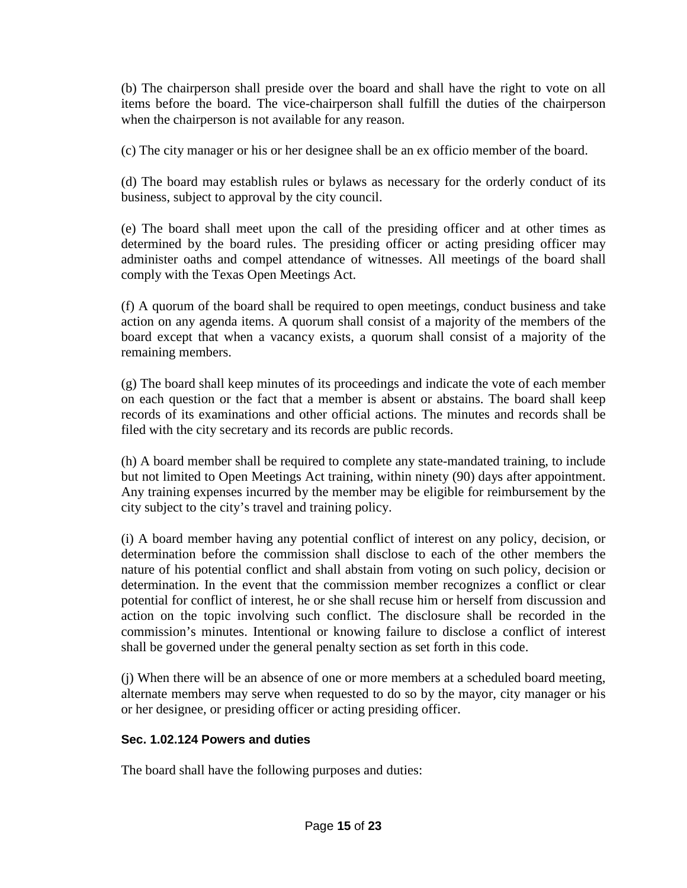(b) The chairperson shall preside over the board and shall have the right to vote on all items before the board. The vice-chairperson shall fulfill the duties of the chairperson when the chairperson is not available for any reason.

(c) The city manager or his or her designee shall be an ex officio member of the board.

(d) The board may establish rules or bylaws as necessary for the orderly conduct of its business, subject to approval by the city council.

(e) The board shall meet upon the call of the presiding officer and at other times as determined by the board rules. The presiding officer or acting presiding officer may administer oaths and compel attendance of witnesses. All meetings of the board shall comply with the Texas Open Meetings Act.

(f) A quorum of the board shall be required to open meetings, conduct business and take action on any agenda items. A quorum shall consist of a majority of the members of the board except that when a vacancy exists, a quorum shall consist of a majority of the remaining members.

(g) The board shall keep minutes of its proceedings and indicate the vote of each member on each question or the fact that a member is absent or abstains. The board shall keep records of its examinations and other official actions. The minutes and records shall be filed with the city secretary and its records are public records.

(h) A board member shall be required to complete any state-mandated training, to include but not limited to Open Meetings Act training, within ninety (90) days after appointment. Any training expenses incurred by the member may be eligible for reimbursement by the city subject to the city's travel and training policy.

(i) A board member having any potential conflict of interest on any policy, decision, or determination before the commission shall disclose to each of the other members the nature of his potential conflict and shall abstain from voting on such policy, decision or determination. In the event that the commission member recognizes a conflict or clear potential for conflict of interest, he or she shall recuse him or herself from discussion and action on the topic involving such conflict. The disclosure shall be recorded in the commission's minutes. Intentional or knowing failure to disclose a conflict of interest shall be governed under the general penalty section as set forth in this code.

(j) When there will be an absence of one or more members at a scheduled board meeting, alternate members may serve when requested to do so by the mayor, city manager or his or her designee, or presiding officer or acting presiding officer.

### Sec. 1.02.124 Powers and duties

The board shall have the following purposes and duties: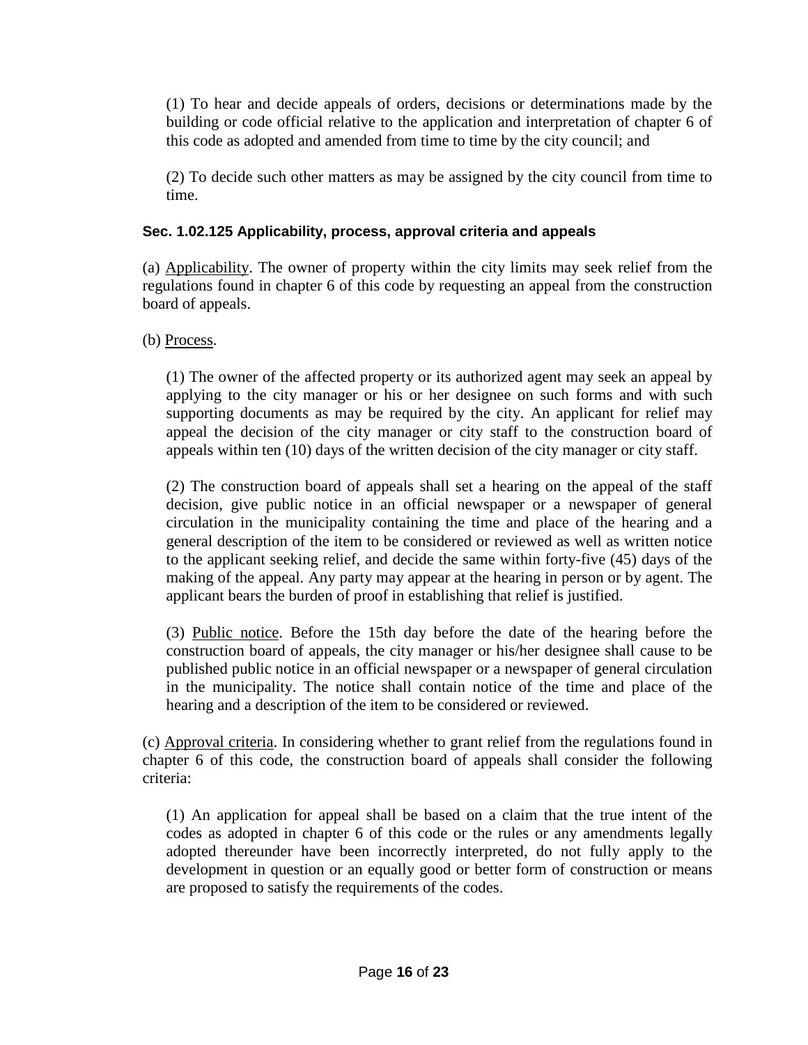(1) To hear and decide appeals of orders, decisions or determinations made by the building or code official relative to the application and interpretation of chapter 6 of this code as adopted and amended from time to time by the city council; and

(2) To decide such other matters as may be assigned by the city council from time to time.

#### Sec. 1.02.125 Applicability, process, approval criteria and appeals

(a) Applicability. The owner of property within the city limits may seek relief from the regulations found in chapter 6 of this code by requesting an appeal from the construction board of appeals.

(b) Process.

(1) The owner of the affected property or its authorized agent may seek an appeal by applying to the city manager or his or her designee on such forms and with such supporting documents as may be required by the city. An applicant for relief may appeal the decision of the city manager or city staff to the construction board of appeals within ten (10) days of the written decision of the city manager or city staff.

(2) The construction board of appeals shall set a hearing on the appeal of the staff decision, give public notice in an official newspaper or a newspaper of general circulation in the municipality containing the time and place of the hearing and a general description of the item to be considered or reviewed as well as written notice to the applicant seeking relief, and decide the same within forty-five (45) days of the making of the appeal. Any party may appear at the hearing in person or by agent. The applicant bears the burden of proof in establishing that relief is justified.

(3) Public notice. Before the 15th day before the date of the hearing before the construction board of appeals, the city manager or his/her designee shall cause to be published public notice in an official newspaper or a newspaper of general circulation in the municipality. The notice shall contain notice of the time and place of the hearing and a description of the item to be considered or reviewed.

(c) Approval criteria. In considering whether to grant relief from the regulations found in chapter 6 of this code, the construction board of appeals shall consider the following criteria:

(1) An application for appeal shall be based on a claim that the true intent of the codes as adopted in chapter 6 of this code or the rules or any amendments legally adopted thereunder have been incorrectly interpreted, do not fully apply to the development in question or an equally good or better form of construction or means are proposed to satisfy the requirements of the codes.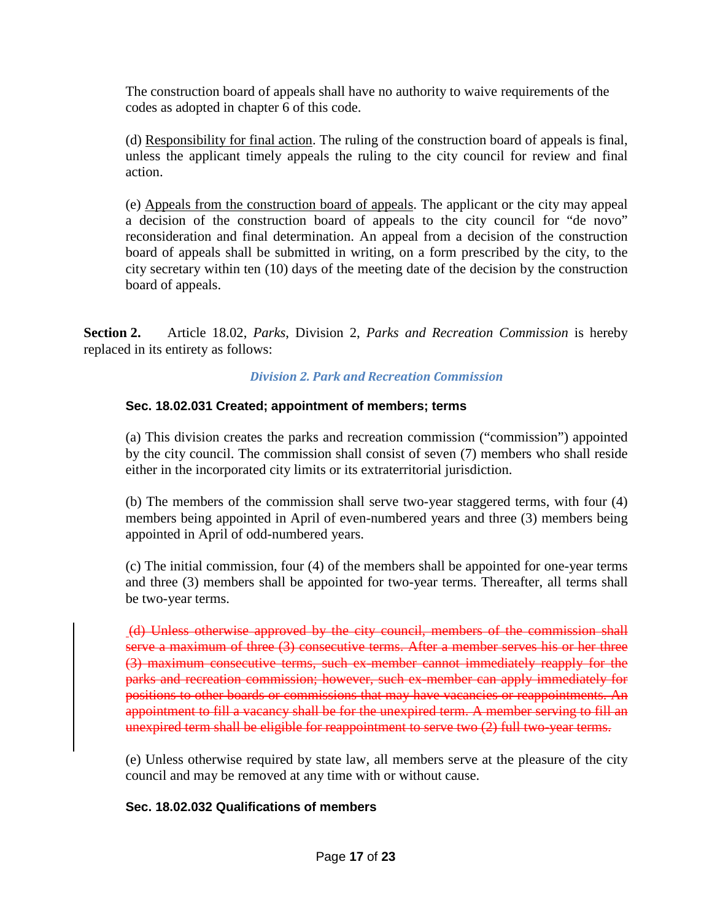The construction board of appeals shall have no authority to waive requirements of the codes as adopted in chapter 6 of this code.

(d) Responsibility for final action. The ruling of the construction board of appeals is final, unless the applicant timely appeals the ruling to the city council for review and final action.

(e) Appeals from the construction board of appeals. The applicant or the city may appeal a decision of the construction board of appeals to the city council for "de novo" reconsideration and final determination. An appeal from a decision of the construction board of appeals shall be submitted in writing, on a form prescribed by the city, to the city secretary within ten (10) days of the meeting date of the decision by the construction board of appeals.

**Section 2.** Article 18.02, *Parks*, Division 2, *Parks and Recreation Commission* is hereby replaced in its entirety as follows:

### *Division 2. Park and Recreation Commission*

**Sec. 18.02.031 Created; appointment of members; terms**

(a) This division creates the parks and recreation commission ("commission") appointed by the city council. The commission shall consist of seven (7) members who shall reside either in the incorporated city limits or its extraterritorial jurisdiction.

(b) The members of the commission shall serve two-year staggered terms, with four (4) members being appointed in April of even-numbered years and three (3) members being appointed in April of odd-numbered years.

(c) The initial commission, four (4) of the members shall be appointed for one-year terms and three (3) members shall be appointed for two-year terms. Thereafter, all terms shall be two-year terms.

~~(d) Unless otherwise approved by the city council, members of the commission shall serve a maximum of three (3) consecutive terms. After a member serves his or her three (3) maximum consecutive terms, such ex-member cannot immediately reapply for the parks and recreation commission; however, such ex-member can apply immediately for positions to other boards or commissions that may have vacancies or reappointments. An appointment to fill a vacancy shall be for the unexpired term. A member serving to fill an unexpired term shall be eligible for reappointment to serve two (2) full two-year terms.~~

(e) Unless otherwise required by state law, all members serve at the pleasure of the city council and may be removed at any time with or without cause.

**Sec. 18.02.032 Qualifications of members**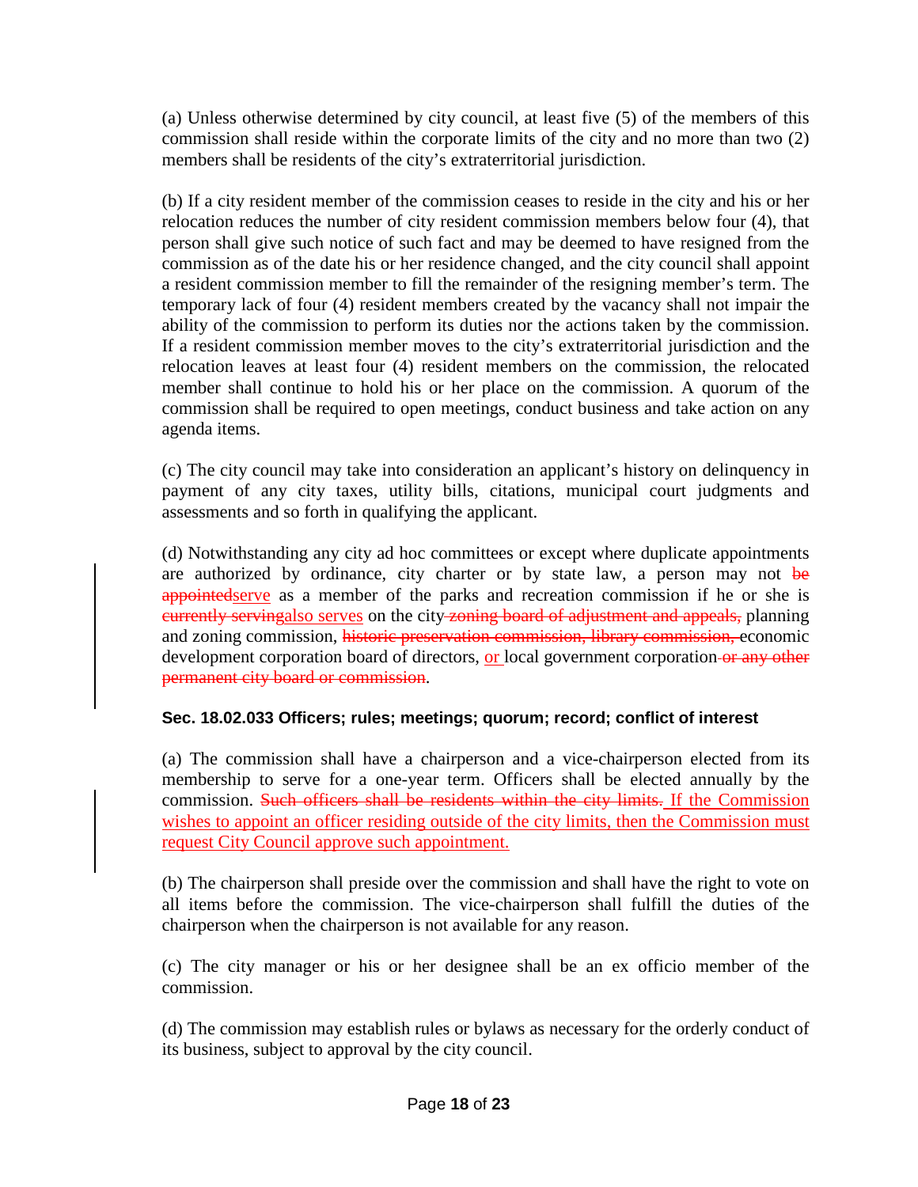(a) Unless otherwise determined by city council, at least five (5) of the members of this commission shall reside within the corporate limits of the city and no more than two (2) members shall be residents of the city's extraterritorial jurisdiction.

(b) If a city resident member of the commission ceases to reside in the city and his or her relocation reduces the number of city resident commission members below four (4), that person shall give such notice of such fact and may be deemed to have resigned from the commission as of the date his or her residence changed, and the city council shall appoint a resident commission member to fill the remainder of the resigning member's term. The temporary lack of four (4) resident members created by the vacancy shall not impair the ability of the commission to perform its duties nor the actions taken by the commission. If a resident commission member moves to the city's extraterritorial jurisdiction and the relocation leaves at least four (4) resident members on the commission, the relocated member shall continue to hold his or her place on the commission. A quorum of the commission shall be required to open meetings, conduct business and take action on any agenda items.

(c) The city council may take into consideration an applicant's history on delinquency in payment of any city taxes, utility bills, citations, municipal court judgments and assessments and so forth in qualifying the applicant.

(d) Notwithstanding any city ad hoc committees or except where duplicate appointments are authorized by ordinance, city charter or by state law, a person may not ~~be appointed~~<u>serve</u> as a member of the parks and recreation commission if he or she is ~~currently serving~~<u>also serves</u> on the city ~~zoning board of adjustment and appeals,~~ planning and zoning commission, ~~historic preservation commission, library commission,~~ economic development corporation board of directors, <u>or</u> local government corporation ~~or any other permanent city board or commission~~.

**Sec. 18.02.033 Officers; rules; meetings; quorum; record; conflict of interest**

(a) The commission shall have a chairperson and a vice-chairperson elected from its membership to serve for a one-year term. Officers shall be elected annually by the commission. ~~Such officers shall be residents within the city limits.~~ <u>If the Commission wishes to appoint an officer residing outside of the city limits, then the Commission must request City Council approve such appointment.</u>

(b) The chairperson shall preside over the commission and shall have the right to vote on all items before the commission. The vice-chairperson shall fulfill the duties of the chairperson when the chairperson is not available for any reason.

(c) The city manager or his or her designee shall be an ex officio member of the commission.

(d) The commission may establish rules or bylaws as necessary for the orderly conduct of its business, subject to approval by the city council.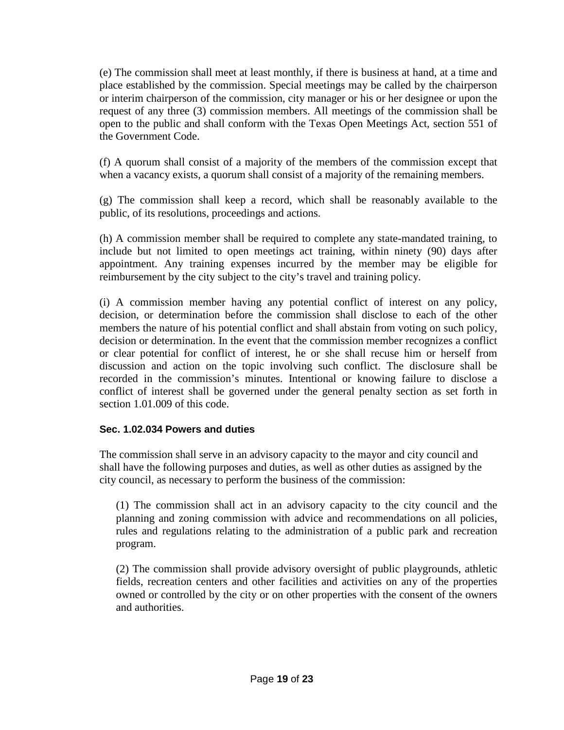(e) The commission shall meet at least monthly, if there is business at hand, at a time and place established by the commission. Special meetings may be called by the chairperson or interim chairperson of the commission, city manager or his or her designee or upon the request of any three (3) commission members. All meetings of the commission shall be open to the public and shall conform with the Texas Open Meetings Act, section 551 of the Government Code.

(f) A quorum shall consist of a majority of the members of the commission except that when a vacancy exists, a quorum shall consist of a majority of the remaining members.

(g) The commission shall keep a record, which shall be reasonably available to the public, of its resolutions, proceedings and actions.

(h) A commission member shall be required to complete any state-mandated training, to include but not limited to open meetings act training, within ninety (90) days after appointment. Any training expenses incurred by the member may be eligible for reimbursement by the city subject to the city's travel and training policy.

(i) A commission member having any potential conflict of interest on any policy, decision, or determination before the commission shall disclose to each of the other members the nature of his potential conflict and shall abstain from voting on such policy, decision or determination. In the event that the commission member recognizes a conflict or clear potential for conflict of interest, he or she shall recuse him or herself from discussion and action on the topic involving such conflict. The disclosure shall be recorded in the commission's minutes. Intentional or knowing failure to disclose a conflict of interest shall be governed under the general penalty section as set forth in section 1.01.009 of this code.

### Sec. 1.02.034 Powers and duties

The commission shall serve in an advisory capacity to the mayor and city council and shall have the following purposes and duties, as well as other duties as assigned by the city council, as necessary to perform the business of the commission:

(1) The commission shall act in an advisory capacity to the city council and the planning and zoning commission with advice and recommendations on all policies, rules and regulations relating to the administration of a public park and recreation program.

(2) The commission shall provide advisory oversight of public playgrounds, athletic fields, recreation centers and other facilities and activities on any of the properties owned or controlled by the city or on other properties with the consent of the owners and authorities.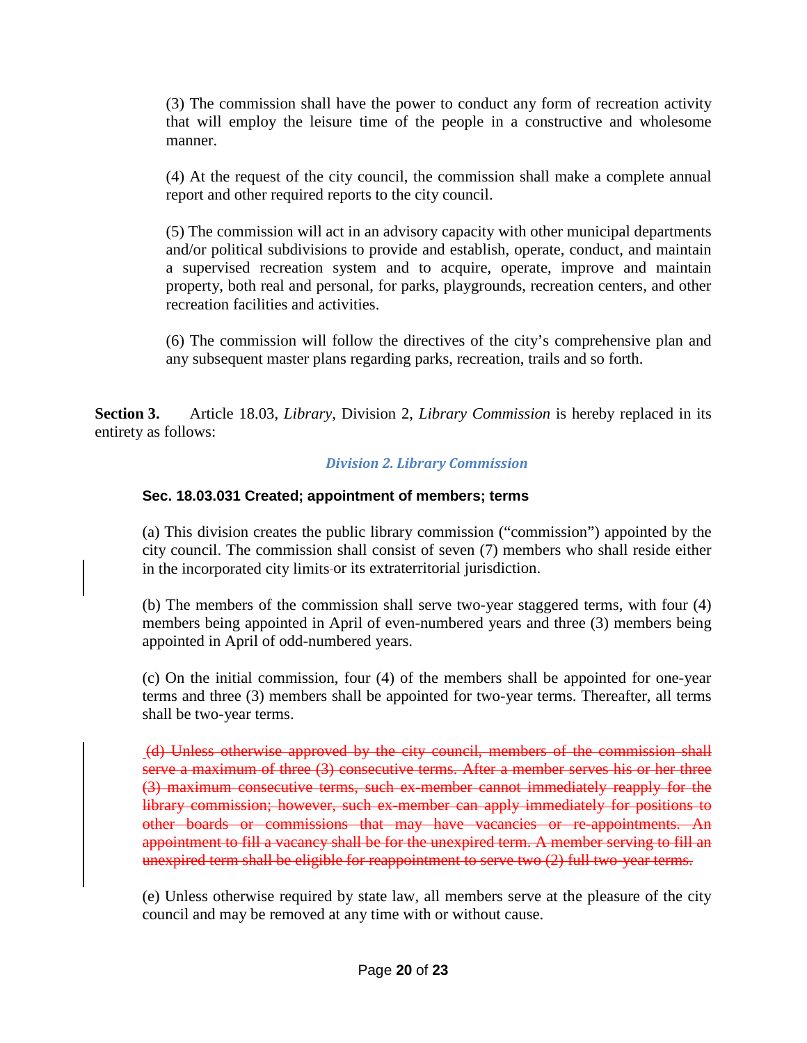(3) The commission shall have the power to conduct any form of recreation activity that will employ the leisure time of the people in a constructive and wholesome manner.

(4) At the request of the city council, the commission shall make a complete annual report and other required reports to the city council.

(5) The commission will act in an advisory capacity with other municipal departments and/or political subdivisions to provide and establish, operate, conduct, and maintain a supervised recreation system and to acquire, operate, improve and maintain property, both real and personal, for parks, playgrounds, recreation centers, and other recreation facilities and activities.

(6) The commission will follow the directives of the city's comprehensive plan and any subsequent master plans regarding parks, recreation, trails and so forth.

**Section 3.** Article 18.03, *Library*, Division 2, *Library Commission* is hereby replaced in its entirety as follows:

### *Division 2. Library Commission*

#### Sec. 18.03.031 Created; appointment of members; terms

(a) This division creates the public library commission ("commission") appointed by the city council. The commission shall consist of seven (7) members who shall reside either in the incorporated city limits or its extraterritorial jurisdiction.

(b) The members of the commission shall serve two-year staggered terms, with four (4) members being appointed in April of even-numbered years and three (3) members being appointed in April of odd-numbered years.

(c) On the initial commission, four (4) of the members shall be appointed for one-year terms and three (3) members shall be appointed for two-year terms. Thereafter, all terms shall be two-year terms.

~~(d) Unless otherwise approved by the city council, members of the commission shall serve a maximum of three (3) consecutive terms. After a member serves his or her three (3) maximum consecutive terms, such ex-member cannot immediately reapply for the library commission; however, such ex-member can apply immediately for positions to other boards or commissions that may have vacancies or re-appointments. An appointment to fill a vacancy shall be for the unexpired term. A member serving to fill an unexpired term shall be eligible for reappointment to serve two (2) full two-year terms.~~

(e) Unless otherwise required by state law, all members serve at the pleasure of the city council and may be removed at any time with or without cause.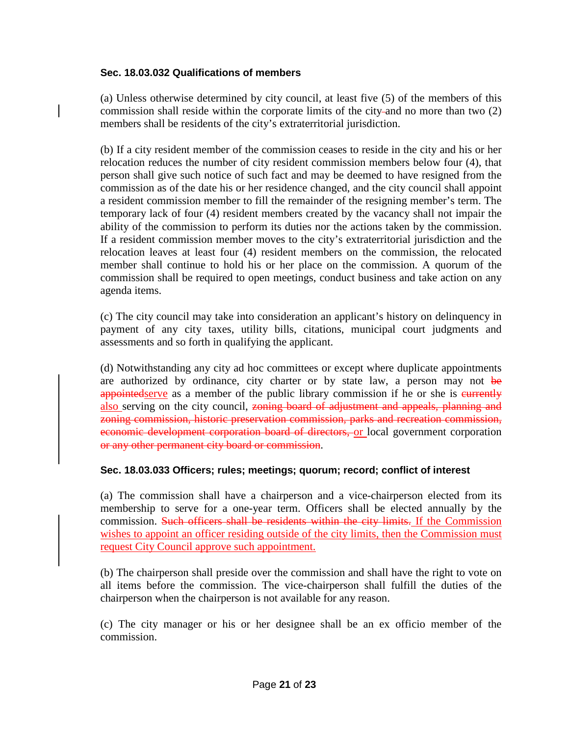**Sec. 18.03.032 Qualifications of members**

(a) Unless otherwise determined by city council, at least five (5) of the members of this commission shall reside within the corporate limits of the city and no more than two (2) members shall be residents of the city's extraterritorial jurisdiction.

(b) If a city resident member of the commission ceases to reside in the city and his or her relocation reduces the number of city resident commission members below four (4), that person shall give such notice of such fact and may be deemed to have resigned from the commission as of the date his or her residence changed, and the city council shall appoint a resident commission member to fill the remainder of the resigning member's term. The temporary lack of four (4) resident members created by the vacancy shall not impair the ability of the commission to perform its duties nor the actions taken by the commission. If a resident commission member moves to the city's extraterritorial jurisdiction and the relocation leaves at least four (4) resident members on the commission, the relocated member shall continue to hold his or her place on the commission. A quorum of the commission shall be required to open meetings, conduct business and take action on any agenda items.

(c) The city council may take into consideration an applicant's history on delinquency in payment of any city taxes, utility bills, citations, municipal court judgments and assessments and so forth in qualifying the applicant.

(d) Notwithstanding any city ad hoc committees or except where duplicate appointments are authorized by ordinance, city charter or by state law, a person may not ~~be appointed~~<u>serve</u> as a member of the public library commission if he or she is ~~currently~~ <u>also</u> serving on the city council, ~~zoning board of adjustment and appeals, planning and zoning commission, historic preservation commission, parks and recreation commission, economic development corporation board of directors,~~ <u>or</u> local government corporation ~~or any other permanent city board or commission~~.

**Sec. 18.03.033 Officers; rules; meetings; quorum; record; conflict of interest**

(a) The commission shall have a chairperson and a vice-chairperson elected from its membership to serve for a one-year term. Officers shall be elected annually by the commission. ~~Such officers shall be residents within the city limits.~~ <u>If the Commission wishes to appoint an officer residing outside of the city limits, then the Commission must request City Council approve such appointment.</u>

(b) The chairperson shall preside over the commission and shall have the right to vote on all items before the commission. The vice-chairperson shall fulfill the duties of the chairperson when the chairperson is not available for any reason.

(c) The city manager or his or her designee shall be an ex officio member of the commission.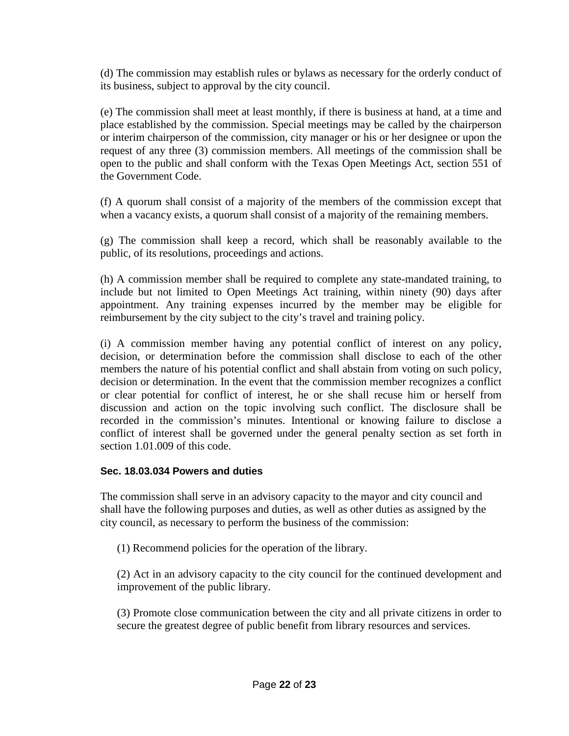(d) The commission may establish rules or bylaws as necessary for the orderly conduct of its business, subject to approval by the city council.

(e) The commission shall meet at least monthly, if there is business at hand, at a time and place established by the commission. Special meetings may be called by the chairperson or interim chairperson of the commission, city manager or his or her designee or upon the request of any three (3) commission members. All meetings of the commission shall be open to the public and shall conform with the Texas Open Meetings Act, section 551 of the Government Code.

(f) A quorum shall consist of a majority of the members of the commission except that when a vacancy exists, a quorum shall consist of a majority of the remaining members.

(g) The commission shall keep a record, which shall be reasonably available to the public, of its resolutions, proceedings and actions.

(h) A commission member shall be required to complete any state-mandated training, to include but not limited to Open Meetings Act training, within ninety (90) days after appointment. Any training expenses incurred by the member may be eligible for reimbursement by the city subject to the city's travel and training policy.

(i) A commission member having any potential conflict of interest on any policy, decision, or determination before the commission shall disclose to each of the other members the nature of his potential conflict and shall abstain from voting on such policy, decision or determination. In the event that the commission member recognizes a conflict or clear potential for conflict of interest, he or she shall recuse him or herself from discussion and action on the topic involving such conflict. The disclosure shall be recorded in the commission's minutes. Intentional or knowing failure to disclose a conflict of interest shall be governed under the general penalty section as set forth in section 1.01.009 of this code.

**Sec. 18.03.034 Powers and duties**

The commission shall serve in an advisory capacity to the mayor and city council and shall have the following purposes and duties, as well as other duties as assigned by the city council, as necessary to perform the business of the commission:

(1) Recommend policies for the operation of the library.

(2) Act in an advisory capacity to the city council for the continued development and improvement of the public library.

(3) Promote close communication between the city and all private citizens in order to secure the greatest degree of public benefit from library resources and services.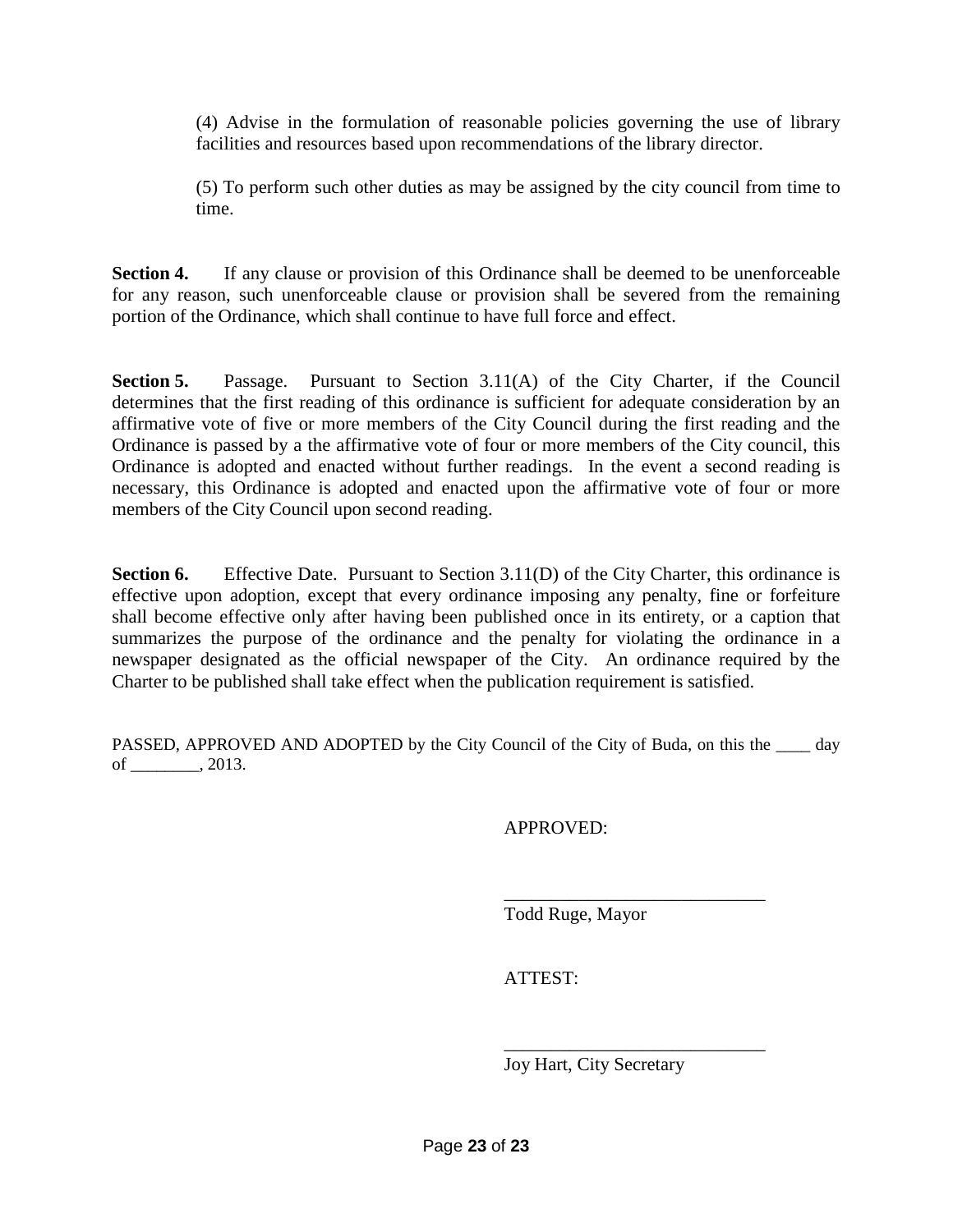(4) Advise in the formulation of reasonable policies governing the use of library facilities and resources based upon recommendations of the library director.

(5) To perform such other duties as may be assigned by the city council from time to time.

**Section 4.** If any clause or provision of this Ordinance shall be deemed to be unenforceable for any reason, such unenforceable clause or provision shall be severed from the remaining portion of the Ordinance, which shall continue to have full force and effect.

**Section 5.** Passage. Pursuant to Section 3.11(A) of the City Charter, if the Council determines that the first reading of this ordinance is sufficient for adequate consideration by an affirmative vote of five or more members of the City Council during the first reading and the Ordinance is passed by a the affirmative vote of four or more members of the City council, this Ordinance is adopted and enacted without further readings. In the event a second reading is necessary, this Ordinance is adopted and enacted upon the affirmative vote of four or more members of the City Council upon second reading.

**Section 6.** Effective Date. Pursuant to Section 3.11(D) of the City Charter, this ordinance is effective upon adoption, except that every ordinance imposing any penalty, fine or forfeiture shall become effective only after having been published once in its entirety, or a caption that summarizes the purpose of the ordinance and the penalty for violating the ordinance in a newspaper designated as the official newspaper of the City. An ordinance required by the Charter to be published shall take effect when the publication requirement is satisfied.

PASSED, APPROVED AND ADOPTED by the City Council of the City of Buda, on this the ____ day of ________, 2013.

APPROVED:

____________________________
Todd Ruge, Mayor

ATTEST:

____________________________
Joy Hart, City Secretary